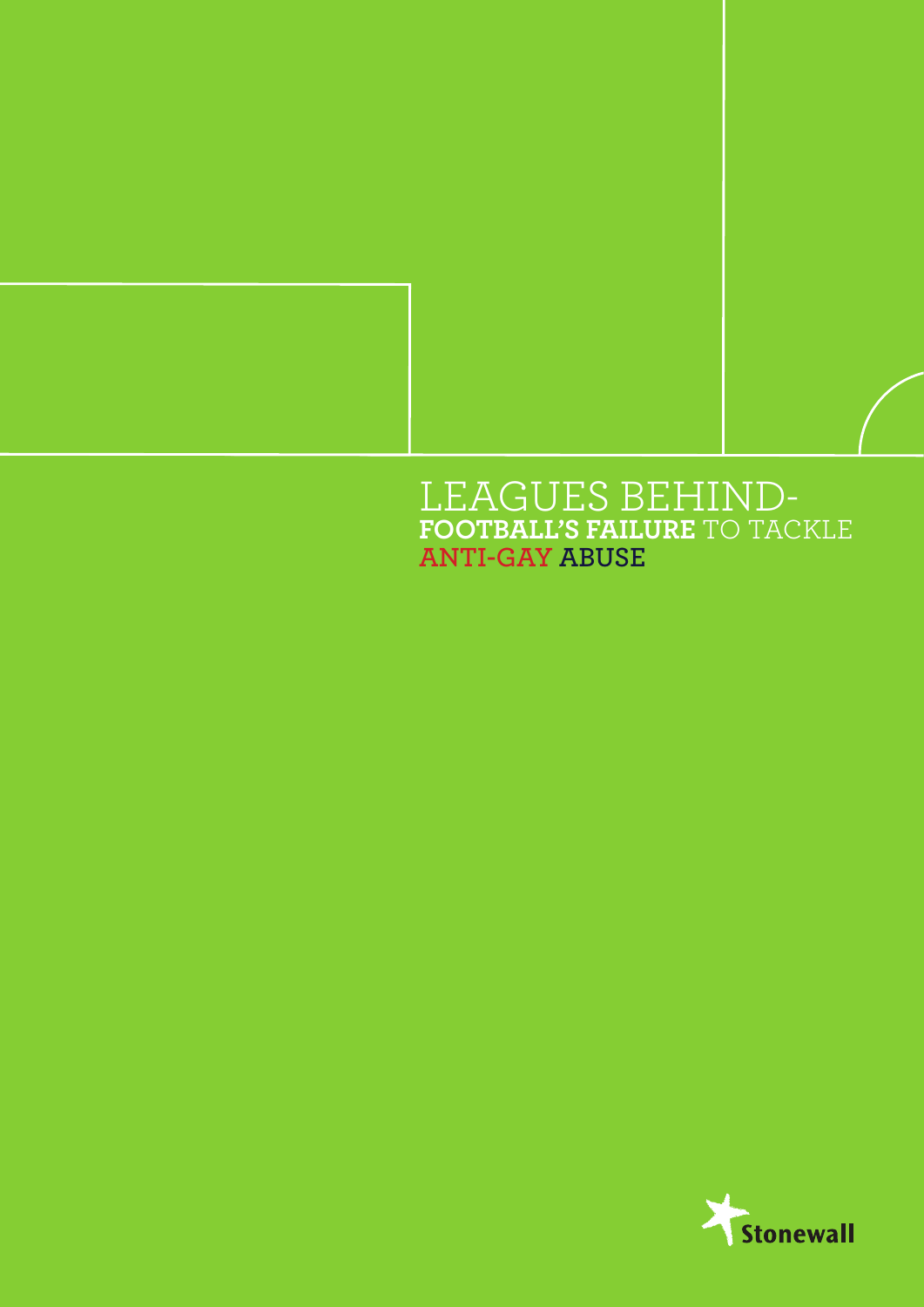# LEAGUES BEHIND- FOOTBALL'S FAILURE TO TACKLE ANTI-GAY ABUSE

Stonewall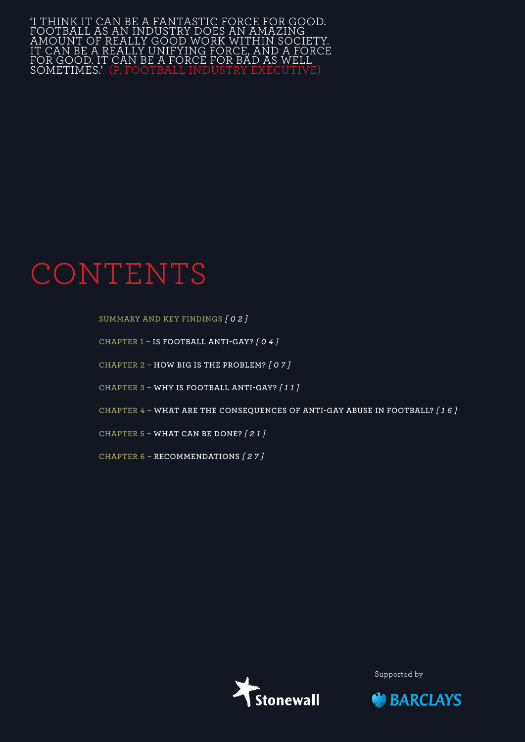'I THINK IT CAN BE A FANTASTIC FORCE FOR GOOD. FOOTBALL AS AN INDUSTRY DOES AN AMAZING AMOUNT OF REALLY GOOD WORK WITHIN SOCIETY. IT CAN BE A REALLY UNIFYING FORCE, AND A FORCE FOR GOOD. IT CAN BE A FORCE FOR BAD AS WELL SOMETIMES.' (P, FOOTBALL INDUSTRY EXECUTIVE)

# CONTENTS

SUMMARY AND KEY FINDINGS *[ 0 2 ]*

CHAPTER 1 – IS FOOTBALL ANTI-GAY? *[ 0 4 ]*

CHAPTER 2 – HOW BIG IS THE PROBLEM? *[ 0 7 ]*

CHAPTER 3 – WHY IS FOOTBALL ANTI-GAY? *[ 1 1 ]*

CHAPTER 4 – WHAT ARE THE CONSEQUENCES OF ANTI-GAY ABUSE IN FOOTBALL? *[ 1 6 ]*

CHAPTER 5 – WHAT CAN BE DONE? *[ 2 1 ]*

CHAPTER 6 – RECOMMENDATIONS *[ 2 7 ]*

Stonewall

Supported by

BARCLAYS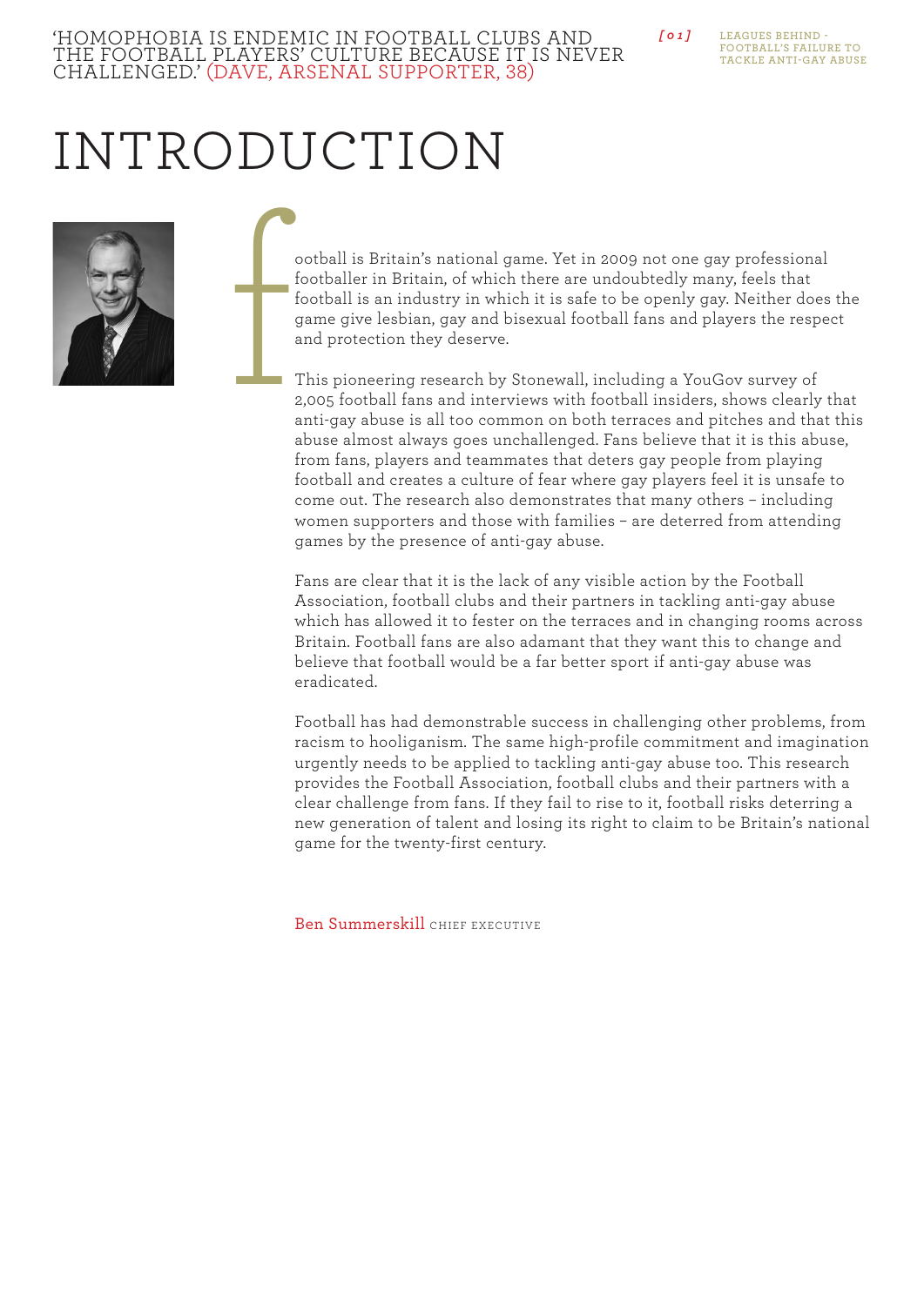'HOMOPHOBIA IS ENDEMIC IN FOOTBALL CLUBS AND THE FOOTBALL PLAYERS' CULTURE BECAUSE IT IS NEVER CHALLENGED.' (DAVE, ARSENAL SUPPORTER, 38)

# INTRODUCTION

Football is Britain's national game. Yet in 2009 not one gay professional footballer in Britain, of which there are undoubtedly many, feels that football is an industry in which it is safe to be openly gay. Neither does the game give lesbian, gay and bisexual football fans and players the respect and protection they deserve.

This pioneering research by Stonewall, including a YouGov survey of 2,005 football fans and interviews with football insiders, shows clearly that anti-gay abuse is all too common on both terraces and pitches and that this abuse almost always goes unchallenged. Fans believe that it is this abuse, from fans, players and teammates that deters gay people from playing football and creates a culture of fear where gay players feel it is unsafe to come out. The research also demonstrates that many others – including women supporters and those with families – are deterred from attending games by the presence of anti-gay abuse.

Fans are clear that it is the lack of any visible action by the Football Association, football clubs and their partners in tackling anti-gay abuse which has allowed it to fester on the terraces and in changing rooms across Britain. Football fans are also adamant that they want this to change and believe that football would be a far better sport if anti-gay abuse was eradicated.

Football has had demonstrable success in challenging other problems, from racism to hooliganism. The same high-profile commitment and imagination urgently needs to be applied to tackling anti-gay abuse too. This research provides the Football Association, football clubs and their partners with a clear challenge from fans. If they fail to rise to it, football risks deterring a new generation of talent and losing its right to claim to be Britain's national game for the twenty-first century.

Ben Summerskill CHIEF EXECUTIVE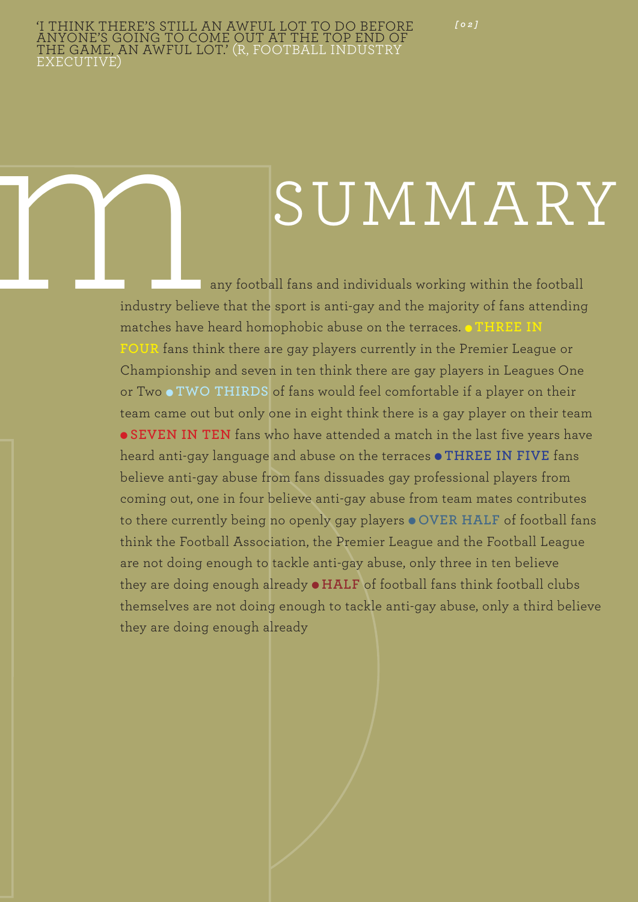'I THINK THERE'S STILL AN AWFUL LOT TO DO BEFORE ANYONE'S GOING TO COME OUT AT THE TOP END OF THE GAME, AN AWFUL LOT.' (R, FOOTBALL INDUSTRY EXECUTIVE)

# SUMMARY

Many football fans and individuals working within the football industry believe that the sport is anti-gay and the majority of fans attending matches have heard homophobic abuse on the terraces.

- **THREE IN FOUR** fans think there are gay players currently in the Premier League or Championship and seven in ten think there are gay players in Leagues One or Two
- **TWO THIRDS** of fans would feel comfortable if a player on their team came out but only one in eight think there is a gay player on their team
- **SEVEN IN TEN** fans who have attended a match in the last five years have heard anti-gay language and abuse on the terraces
- **THREE IN FIVE** fans believe anti-gay abuse from fans dissuades gay professional players from coming out, one in four believe anti-gay abuse from team mates contributes to there currently being no openly gay players
- **OVER HALF** of football fans think the Football Association, the Premier League and the Football League are not doing enough to tackle anti-gay abuse, only three in ten believe they are doing enough already
- **HALF** of football fans think football clubs themselves are not doing enough to tackle anti-gay abuse, only a third believe they are doing enough already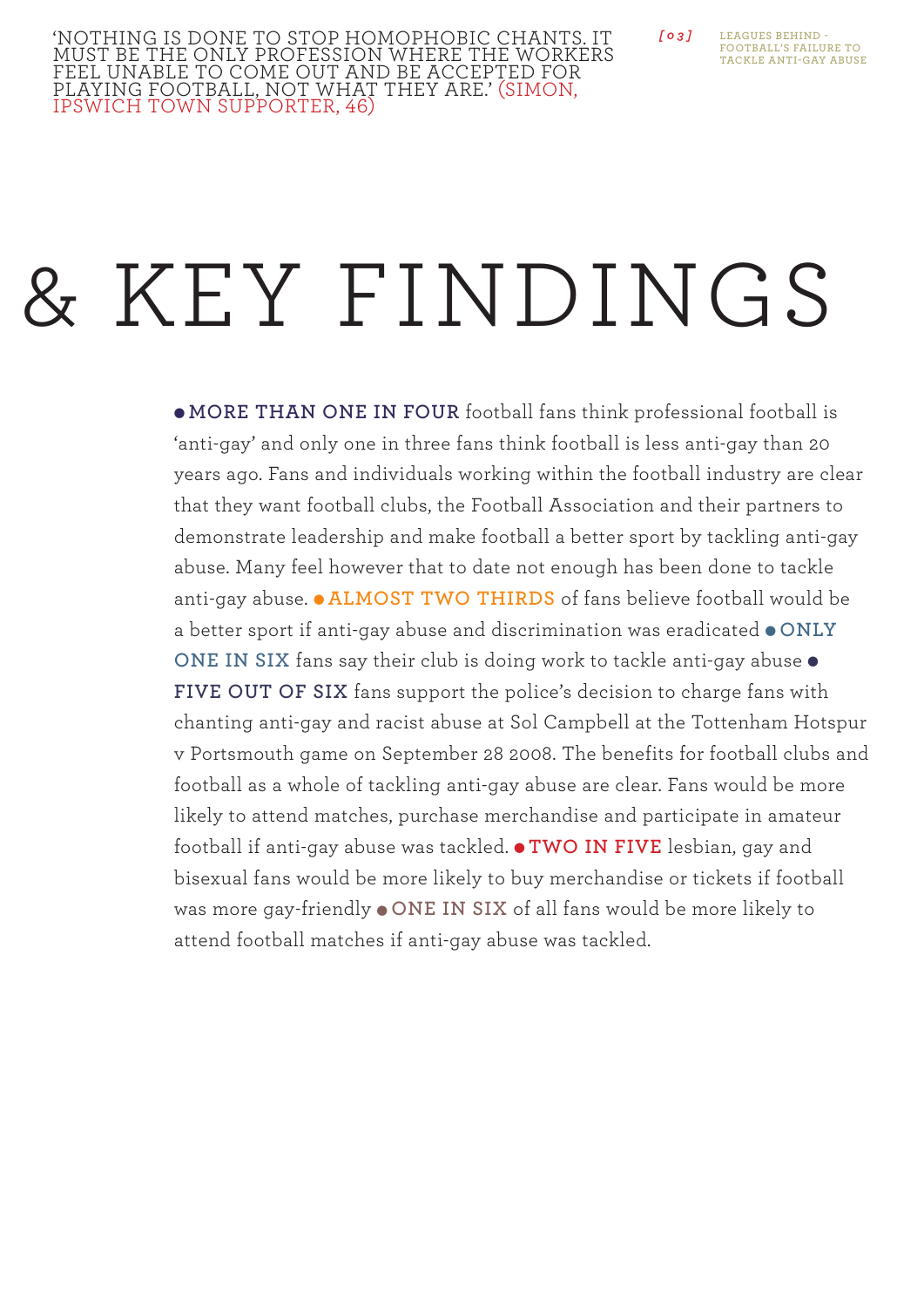'NOTHING IS DONE TO STOP HOMOPHOBIC CHANTS. IT MUST BE THE ONLY PROFESSION WHERE THE WORKERS FEEL UNABLE TO COME OUT AND BE ACCEPTED FOR PLAYING FOOTBALL, NOT WHAT THEY ARE.' (SIMON, IPSWICH TOWN SUPPORTER, 46)

# & KEY FINDINGS

● **MORE THAN ONE IN FOUR** football fans think professional football is 'anti-gay' and only one in three fans think football is less anti-gay than 20 years ago. Fans and individuals working within the football industry are clear that they want football clubs, the Football Association and their partners to demonstrate leadership and make football a better sport by tackling anti-gay abuse. Many feel however that to date not enough has been done to tackle anti-gay abuse. ● **ALMOST TWO THIRDS** of fans believe football would be a better sport if anti-gay abuse and discrimination was eradicated ● **ONLY ONE IN SIX** fans say their club is doing work to tackle anti-gay abuse ● **FIVE OUT OF SIX** fans support the police's decision to charge fans with chanting anti-gay and racist abuse at Sol Campbell at the Tottenham Hotspur v Portsmouth game on September 28 2008. The benefits for football clubs and football as a whole of tackling anti-gay abuse are clear. Fans would be more likely to attend matches, purchase merchandise and participate in amateur football if anti-gay abuse was tackled. ● **TWO IN FIVE** lesbian, gay and bisexual fans would be more likely to buy merchandise or tickets if football was more gay-friendly ● **ONE IN SIX** of all fans would be more likely to attend football matches if anti-gay abuse was tackled.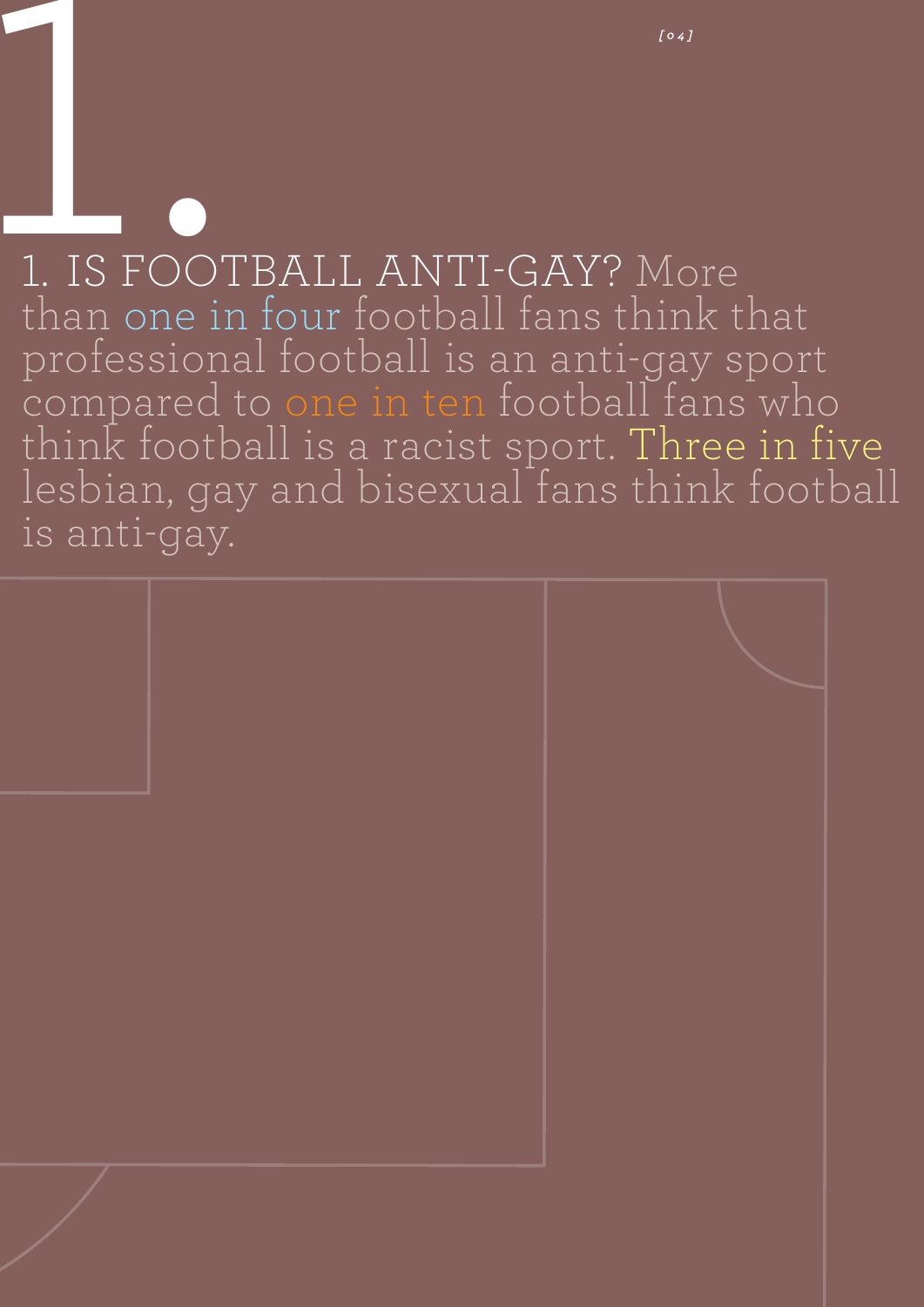# 1.

1. IS FOOTBALL ANTI-GAY? More than one in four football fans think that professional football is an anti-gay sport compared to one in ten football fans who think football is a racist sport. Three in five lesbian, gay and bisexual fans think football is anti-gay.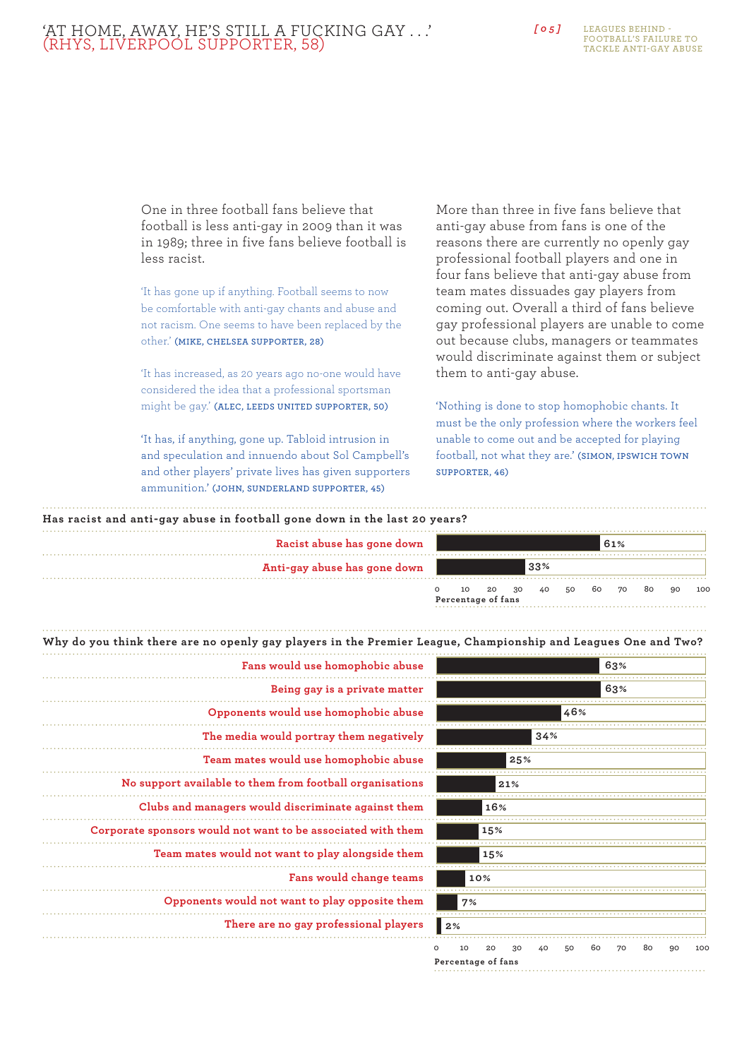# 'AT HOME, AWAY, HE'S STILL A FUCKING GAY . . .' (RHYS, LIVERPOOL SUPPORTER, 58)

One in three football fans believe that football is less anti-gay in 2009 than it was in 1989; three in five fans believe football is less racist.

'It has gone up if anything. Football seems to now be comfortable with anti-gay chants and abuse and not racism. One seems to have been replaced by the other.' (MIKE, CHELSEA SUPPORTER, 28)

'It has increased, as 20 years ago no-one would have considered the idea that a professional sportsman might be gay.' (ALEC, LEEDS UNITED SUPPORTER, 50)

'It has, if anything, gone up. Tabloid intrusion in and speculation and innuendo about Sol Campbell's and other players' private lives has given supporters ammunition.' (JOHN, SUNDERLAND SUPPORTER, 45)

More than three in five fans believe that anti-gay abuse from fans is one of the reasons there are currently no openly gay professional football players and one in four fans believe that anti-gay abuse from team mates dissuades gay players from coming out. Overall a third of fans believe gay professional players are unable to come out because clubs, managers or teammates would discriminate against them or subject them to anti-gay abuse.

'Nothing is done to stop homophobic chants. It must be the only profession where the workers feel unable to come out and be accepted for playing football, not what they are.' (SIMON, IPSWICH TOWN SUPPORTER, 46)

**Has racist and anti-gay abuse in football gone down in the last 20 years?**

| | Percentage of fans |
|---|---|
| Racist abuse has gone down | 61% |
| Anti-gay abuse has gone down | 33% |

**Why do you think there are no openly gay players in the Premier League, Championship and Leagues One and Two?**

| | Percentage of fans |
|---|---|
| Fans would use homophobic abuse | 63% |
| Being gay is a private matter | 63% |
| Opponents would use homophobic abuse | 46% |
| The media would portray them negatively | 34% |
| Team mates would use homophobic abuse | 25% |
| No support available to them from football organisations | 21% |
| Clubs and managers would discriminate against them | 16% |
| Corporate sponsors would not want to be associated with them | 15% |
| Team mates would not want to play alongside them | 15% |
| Fans would change teams | 10% |
| Opponents would not want to play opposite them | 7% |
| There are no gay professional players | 2% |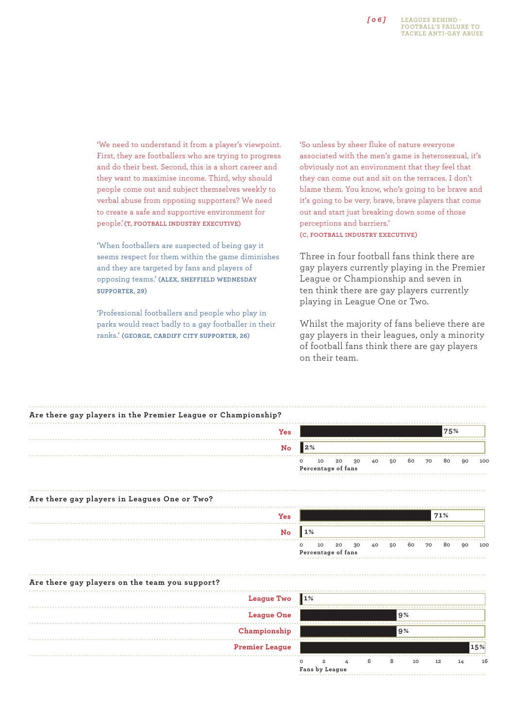'We need to understand it from a player's viewpoint. First, they are footballers who are trying to progress and do their best. Second, this is a short career and they want to maximise income. Third, why should people come out and subject themselves weekly to verbal abuse from opposing supporters? We need to create a safe and supportive environment for people.' (T, FOOTBALL INDUSTRY EXECUTIVE)

'When footballers are suspected of being gay it seems respect for them within the game diminishes and they are targeted by fans and players of opposing teams.' (ALEX, SHEFFIELD WEDNESDAY SUPPORTER, 29)

'Professional footballers and people who play in parks would react badly to a gay footballer in their ranks.' (GEORGE, CARDIFF CITY SUPPORTER, 26)

'So unless by sheer fluke of nature everyone associated with the men's game is heterosexual, it's obviously not an environment that they feel that they can come out and sit on the terraces. I don't blame them. You know, who's going to be brave and it's going to be very, brave, brave players that come out and start just breaking down some of those perceptions and barriers.'
(C, FOOTBALL INDUSTRY EXECUTIVE)

Three in four football fans think there are gay players currently playing in the Premier League or Championship and seven in ten think there are gay players currently playing in League One or Two.

Whilst the majority of fans believe there are gay players in their leagues, only a minority of football fans think there are gay players on their team.

**Are there gay players in the Premier League or Championship?**

| | Percentage of fans |
|---|---|
| Yes | 75% |
| No | 2% |

**Are there gay players in Leagues One or Two?**

| | Percentage of fans |
|---|---|
| Yes | 71% |
| No | 1% |

**Are there gay players on the team you support?**

| | Fans by League |
|---|---|
| League Two | 1% |
| League One | 9% |
| Championship | 9% |
| Premier League | 15% |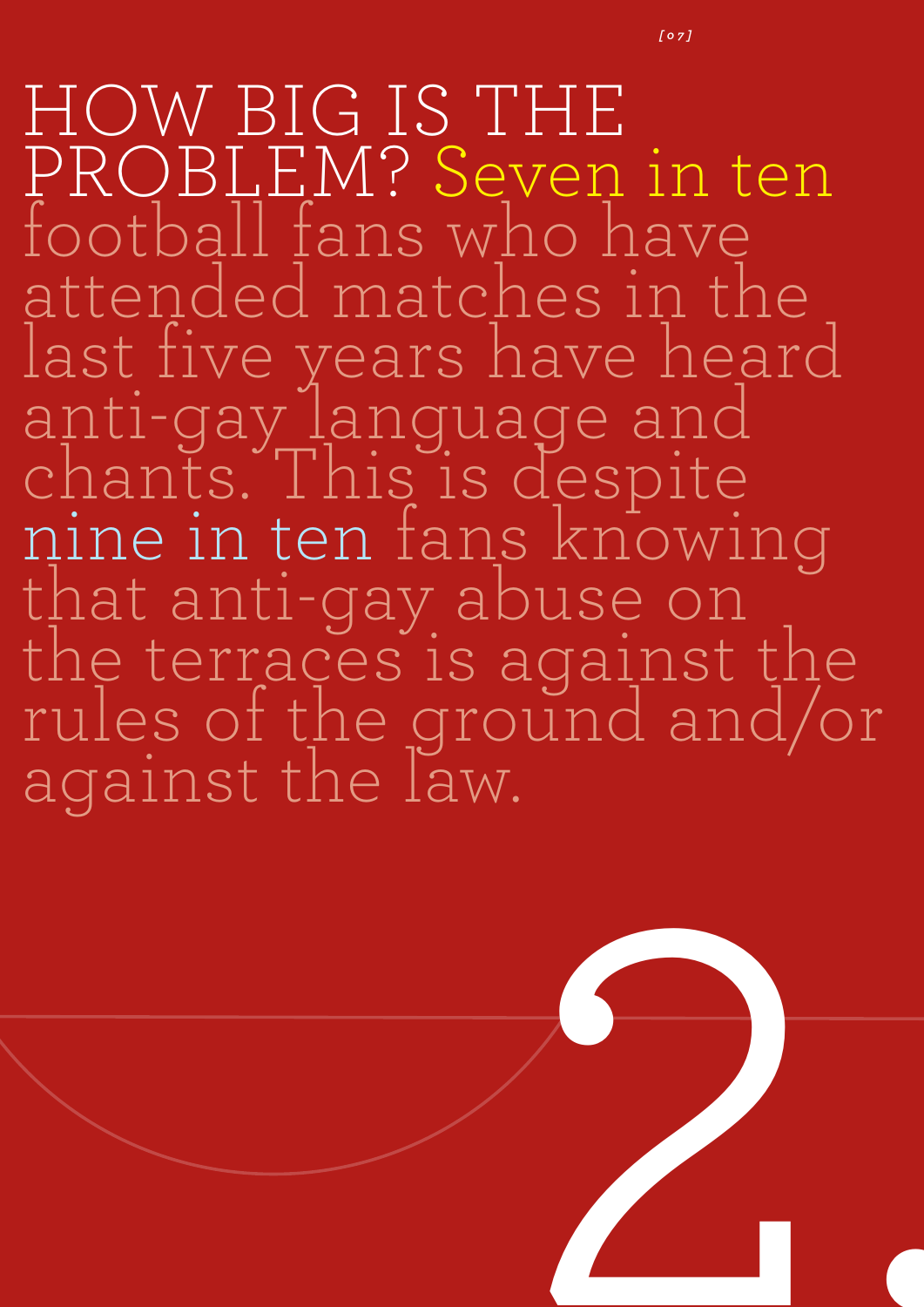# HOW BIG IS THE PROBLEM?

Seven in ten football fans who have attended matches in the last five years have heard anti-gay language and chants. This is despite nine in ten fans knowing that anti-gay abuse on the terraces is against the rules of the ground and/or against the law.

2.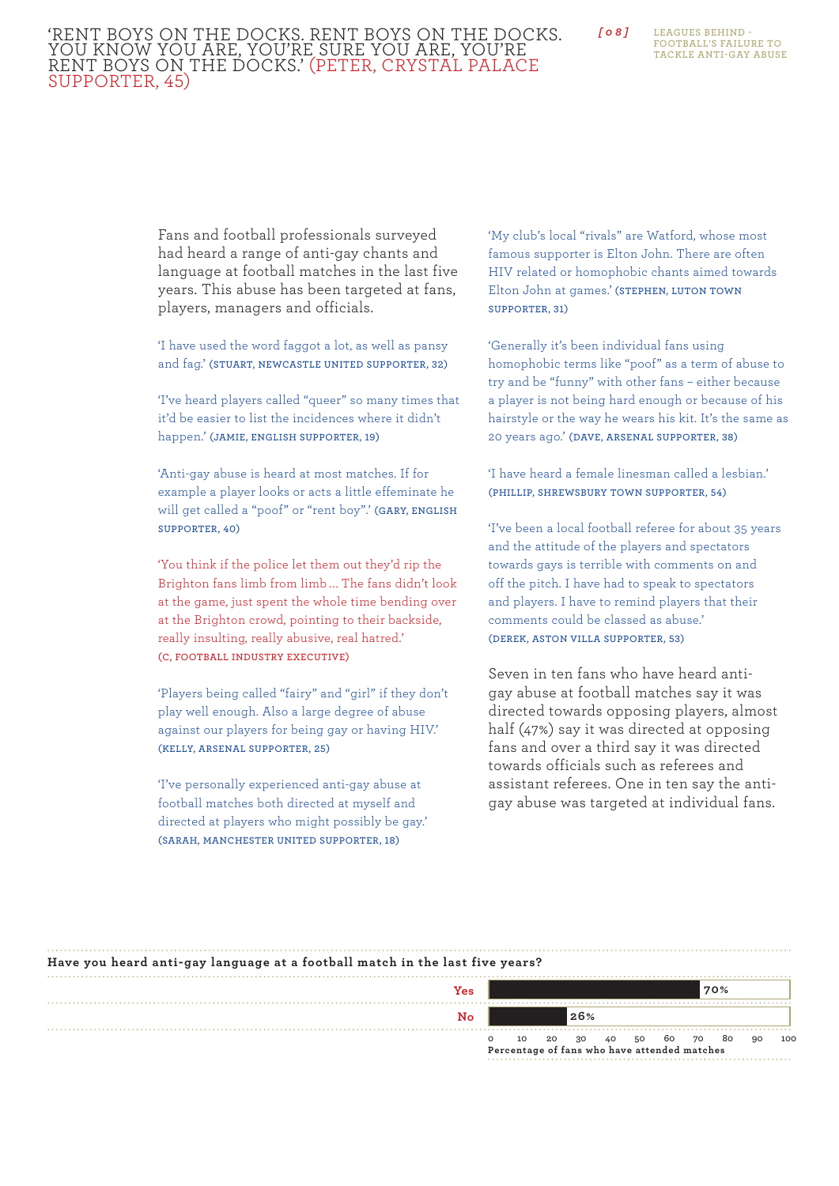'RENT BOYS ON THE DOCKS. RENT BOYS ON THE DOCKS. YOU KNOW YOU ARE, YOU'RE SURE YOU ARE, YOU'RE RENT BOYS ON THE DOCKS.' (PETER, CRYSTAL PALACE SUPPORTER, 45)

Fans and football professionals surveyed had heard a range of anti-gay chants and language at football matches in the last five years. This abuse has been targeted at fans, players, managers and officials.

'I have used the word faggot a lot, as well as pansy and fag.' (STUART, NEWCASTLE UNITED SUPPORTER, 32)

'I've heard players called "queer" so many times that it'd be easier to list the incidences where it didn't happen.' (JAMIE, ENGLISH SUPPORTER, 19)

'Anti-gay abuse is heard at most matches. If for example a player looks or acts a little effeminate he will get called a "poof" or "rent boy".' (GARY, ENGLISH SUPPORTER, 40)

'You think if the police let them out they'd rip the Brighton fans limb from limb … The fans didn't look at the game, just spent the whole time bending over at the Brighton crowd, pointing to their backside, really insulting, really abusive, real hatred.' (C, FOOTBALL INDUSTRY EXECUTIVE)

'Players being called "fairy" and "girl" if they don't play well enough. Also a large degree of abuse against our players for being gay or having HIV.' (KELLY, ARSENAL SUPPORTER, 25)

'I've personally experienced anti-gay abuse at football matches both directed at myself and directed at players who might possibly be gay.' (SARAH, MANCHESTER UNITED SUPPORTER, 18)

'My club's local "rivals" are Watford, whose most famous supporter is Elton John. There are often HIV related or homophobic chants aimed towards Elton John at games.' (STEPHEN, LUTON TOWN SUPPORTER, 31)

'Generally it's been individual fans using homophobic terms like "poof" as a term of abuse to try and be "funny" with other fans – either because a player is not being hard enough or because of his hairstyle or the way he wears his kit. It's the same as 20 years ago.' (DAVE, ARSENAL SUPPORTER, 38)

'I have heard a female linesman called a lesbian.' (PHILLIP, SHREWSBURY TOWN SUPPORTER, 54)

'I've been a local football referee for about 35 years and the attitude of the players and spectators towards gays is terrible with comments on and off the pitch. I have had to speak to spectators and players. I have to remind players that their comments could be classed as abuse.' (DEREK, ASTON VILLA SUPPORTER, 53)

Seven in ten fans who have heard anti-gay abuse at football matches say it was directed towards opposing players, almost half (47%) say it was directed at opposing fans and over a third say it was directed towards officials such as referees and assistant referees. One in ten say the anti-gay abuse was targeted at individual fans.

**Have you heard anti-gay language at a football match in the last five years?**

| Response | Percentage of fans who have attended matches |
|---|---|
| Yes | 70% |
| No | 26% |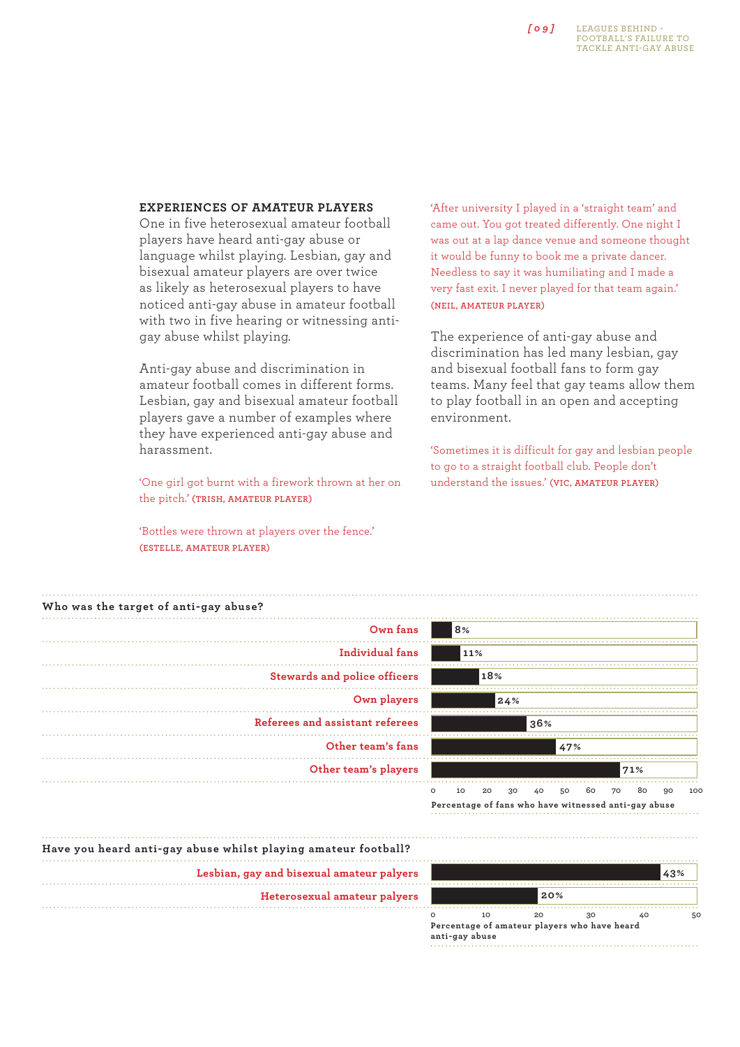## EXPERIENCES OF AMATEUR PLAYERS

One in five heterosexual amateur football players have heard anti-gay abuse or language whilst playing. Lesbian, gay and bisexual amateur players are over twice as likely as heterosexual players to have noticed anti-gay abuse in amateur football with two in five hearing or witnessing anti-gay abuse whilst playing.

Anti-gay abuse and discrimination in amateur football comes in different forms. Lesbian, gay and bisexual amateur football players gave a number of examples where they have experienced anti-gay abuse and harassment.

'One girl got burnt with a firework thrown at her on the pitch.' (TRISH, AMATEUR PLAYER)

'Bottles were thrown at players over the fence.' (ESTELLE, AMATEUR PLAYER)

'After university I played in a 'straight team' and came out. You got treated differently. One night I was out at a lap dance venue and someone thought it would be funny to book me a private dancer. Needless to say it was humiliating and I made a very fast exit. I never played for that team again.' (NEIL, AMATEUR PLAYER)

The experience of anti-gay abuse and discrimination has led many lesbian, gay and bisexual football fans to form gay teams. Many feel that gay teams allow them to play football in an open and accepting environment.

'Sometimes it is difficult for gay and lesbian people to go to a straight football club. People don't understand the issues.' (VIC, AMATEUR PLAYER)

**Who was the target of anti-gay abuse?**

| Target | Percentage of fans who have witnessed anti-gay abuse |
|---|---|
| Own fans | 8% |
| Individual fans | 11% |
| Stewards and police officers | 18% |
| Own players | 24% |
| Referees and assistant referees | 36% |
| Other team's fans | 47% |
| Other team's players | 71% |

**Have you heard anti-gay abuse whilst playing amateur football?**

| Group | Percentage of amateur players who have heard anti-gay abuse |
|---|---|
| Lesbian, gay and bisexual amateur palyers | 43% |
| Heterosexual amateur palyers | 20% |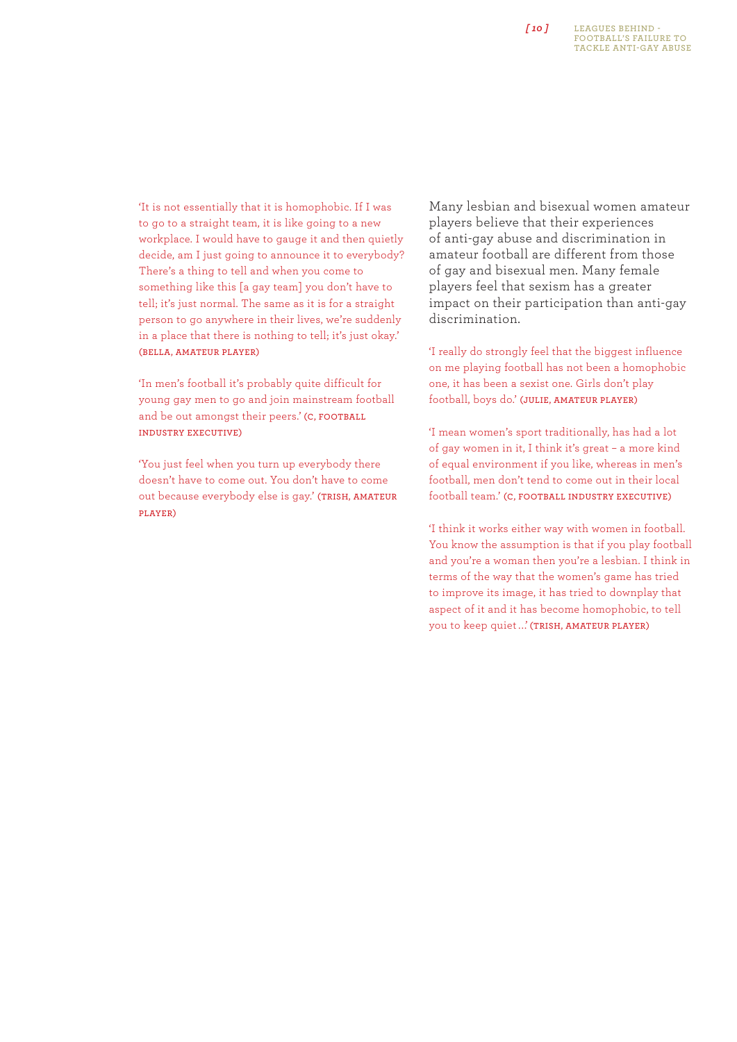'It is not essentially that it is homophobic. If I was to go to a straight team, it is like going to a new workplace. I would have to gauge it and then quietly decide, am I just going to announce it to everybody? There's a thing to tell and when you come to something like this [a gay team] you don't have to tell; it's just normal. The same as it is for a straight person to go anywhere in their lives, we're suddenly in a place that there is nothing to tell; it's just okay.' (BELLA, AMATEUR PLAYER)

'In men's football it's probably quite difficult for young gay men to go and join mainstream football and be out amongst their peers.' (C, FOOTBALL INDUSTRY EXECUTIVE)

'You just feel when you turn up everybody there doesn't have to come out. You don't have to come out because everybody else is gay.' (TRISH, AMATEUR PLAYER)

Many lesbian and bisexual women amateur players believe that their experiences of anti-gay abuse and discrimination in amateur football are different from those of gay and bisexual men. Many female players feel that sexism has a greater impact on their participation than anti-gay discrimination.

'I really do strongly feel that the biggest influence on me playing football has not been a homophobic one, it has been a sexist one. Girls don't play football, boys do.' (JULIE, AMATEUR PLAYER)

'I mean women's sport traditionally, has had a lot of gay women in it, I think it's great – a more kind of equal environment if you like, whereas in men's football, men don't tend to come out in their local football team.' (C, FOOTBALL INDUSTRY EXECUTIVE)

'I think it works either way with women in football. You know the assumption is that if you play football and you're a woman then you're a lesbian. I think in terms of the way that the women's game has tried to improve its image, it has tried to downplay that aspect of it and it has become homophobic, to tell you to keep quiet...' (TRISH, AMATEUR PLAYER)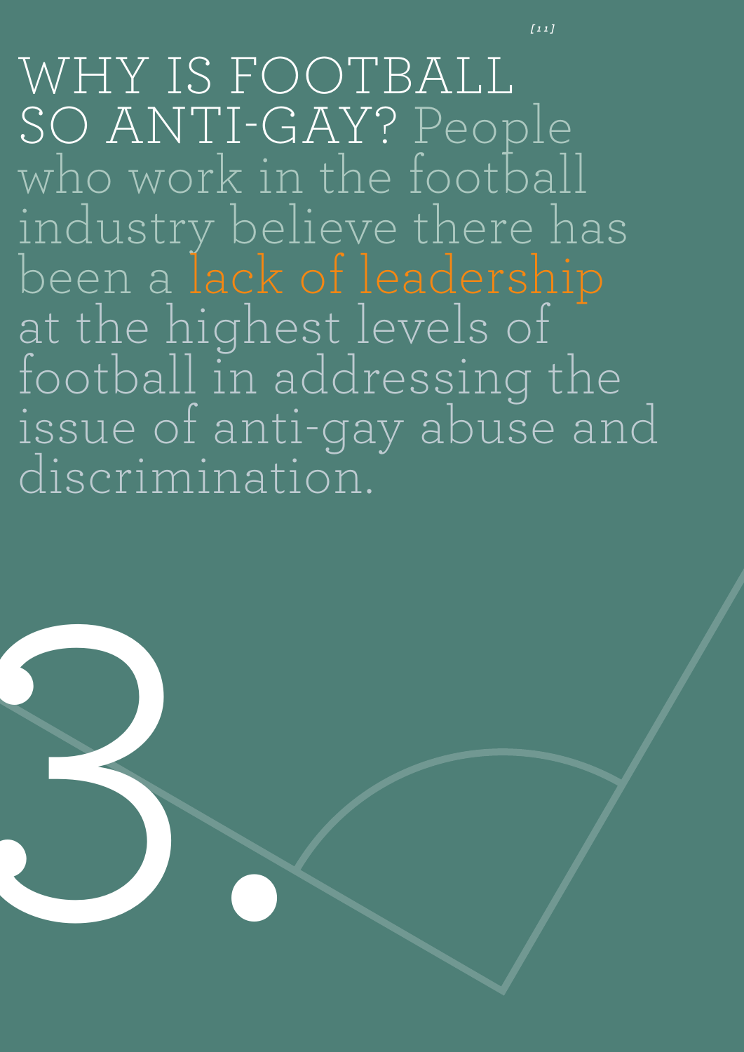# 3.

## WHY IS FOOTBALL SO ANTI-GAY?

People who work in the football industry believe there has been a lack of leadership at the highest levels of football in addressing the issue of anti-gay abuse and discrimination.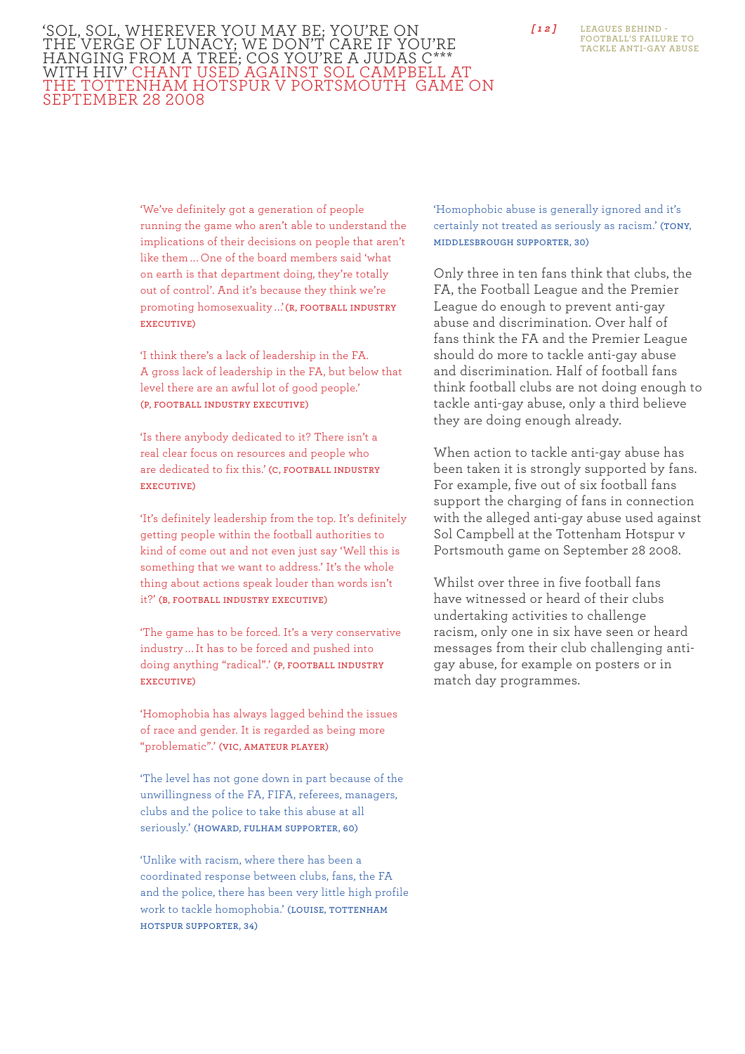## 'SOL, SOL, WHEREVER YOU MAY BE; YOU'RE ON THE VERGE OF LUNACY; WE DON'T CARE IF YOU'RE HANGING FROM A TREE; COS YOU'RE A JUDAS C*** WITH HIV' CHANT USED AGAINST SOL CAMPBELL AT THE TOTTENHAM HOTSPUR V PORTSMOUTH GAME ON SEPTEMBER 28 2008

'We've definitely got a generation of people running the game who aren't able to understand the implications of their decisions on people that aren't like them … One of the board members said 'what on earth is that department doing, they're totally out of control'. And it's because they think we're promoting homosexuality …' (R, FOOTBALL INDUSTRY EXECUTIVE)

'I think there's a lack of leadership in the FA. A gross lack of leadership in the FA, but below that level there are an awful lot of good people.' (P, FOOTBALL INDUSTRY EXECUTIVE)

'Is there anybody dedicated to it? There isn't a real clear focus on resources and people who are dedicated to fix this.' (C, FOOTBALL INDUSTRY EXECUTIVE)

'It's definitely leadership from the top. It's definitely getting people within the football authorities to kind of come out and not even just say 'Well this is something that we want to address.' It's the whole thing about actions speak louder than words isn't it?' (B, FOOTBALL INDUSTRY EXECUTIVE)

'The game has to be forced. It's a very conservative industry … It has to be forced and pushed into doing anything "radical".' (P, FOOTBALL INDUSTRY EXECUTIVE)

'Homophobia has always lagged behind the issues of race and gender. It is regarded as being more "problematic".' (VIC, AMATEUR PLAYER)

'The level has not gone down in part because of the unwillingness of the FA, FIFA, referees, managers, clubs and the police to take this abuse at all seriously.' (HOWARD, FULHAM SUPPORTER, 60)

'Unlike with racism, where there has been a coordinated response between clubs, fans, the FA and the police, there has been very little high profile work to tackle homophobia.' (LOUISE, TOTTENHAM HOTSPUR SUPPORTER, 34)

'Homophobic abuse is generally ignored and it's certainly not treated as seriously as racism.' (TONY, MIDDLESBROUGH SUPPORTER, 30)

Only three in ten fans think that clubs, the FA, the Football League and the Premier League do enough to prevent anti-gay abuse and discrimination. Over half of fans think the FA and the Premier League should do more to tackle anti-gay abuse and discrimination. Half of football fans think football clubs are not doing enough to tackle anti-gay abuse, only a third believe they are doing enough already.

When action to tackle anti-gay abuse has been taken it is strongly supported by fans. For example, five out of six football fans support the charging of fans in connection with the alleged anti-gay abuse used against Sol Campbell at the Tottenham Hotspur v Portsmouth game on September 28 2008.

Whilst over three in five football fans have witnessed or heard of their clubs undertaking activities to challenge racism, only one in six have seen or heard messages from their club challenging anti-gay abuse, for example on posters or in match day programmes.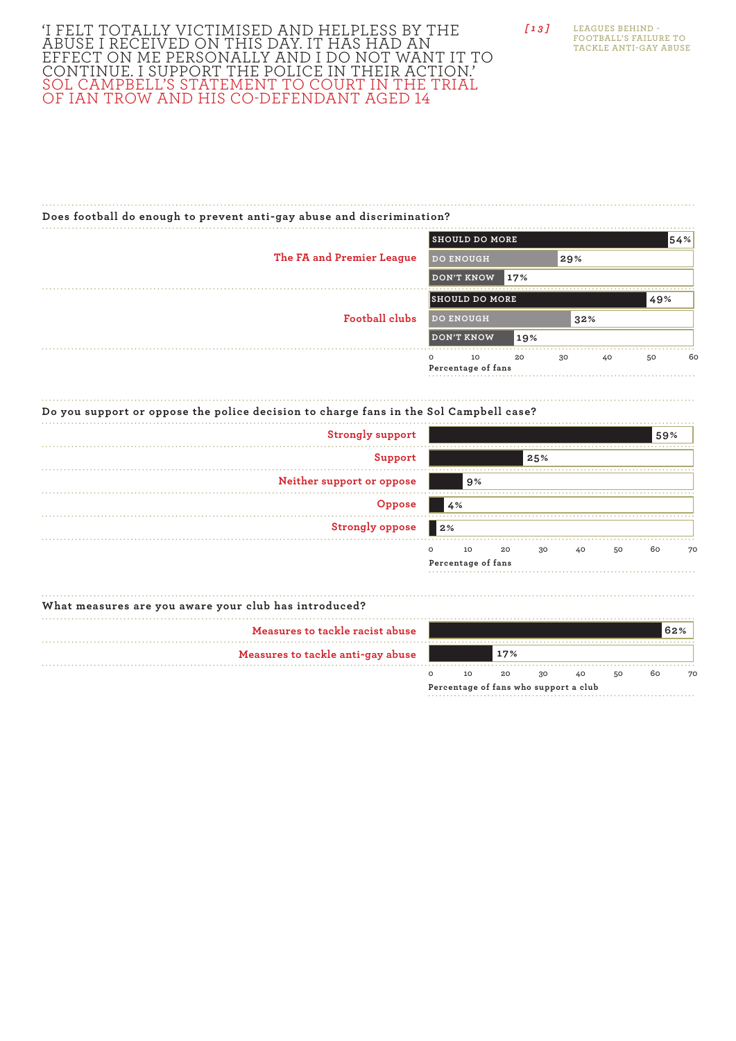'I FELT TOTALLY VICTIMISED AND HELPLESS BY THE ABUSE I RECEIVED ON THIS DAY. IT HAS HAD AN EFFECT ON ME PERSONALLY AND I DO NOT WANT IT TO CONTINUE. I SUPPORT THE POLICE IN THEIR ACTION.'
SOL CAMPBELL'S STATEMENT TO COURT IN THE TRIAL OF IAN TROW AND HIS CO-DEFENDANT AGED 14

**Does football do enough to prevent anti-gay abuse and discrimination?**

| | | Percentage of fans |
|---|---|---|
| The FA and Premier League | SHOULD DO MORE | 54% |
| | DO ENOUGH | 29% |
| | DON'T KNOW | 17% |
| Football clubs | SHOULD DO MORE | 49% |
| | DO ENOUGH | 32% |
| | DON'T KNOW | 19% |

**Do you support or oppose the police decision to charge fans in the Sol Campbell case?**

| | Percentage of fans |
|---|---|
| Strongly support | 59% |
| Support | 25% |
| Neither support or oppose | 9% |
| Oppose | 4% |
| Strongly oppose | 2% |

**What measures are you aware your club has introduced?**

| | Percentage of fans who support a club |
|---|---|
| Measures to tackle racist abuse | 62% |
| Measures to tackle anti-gay abuse | 17% |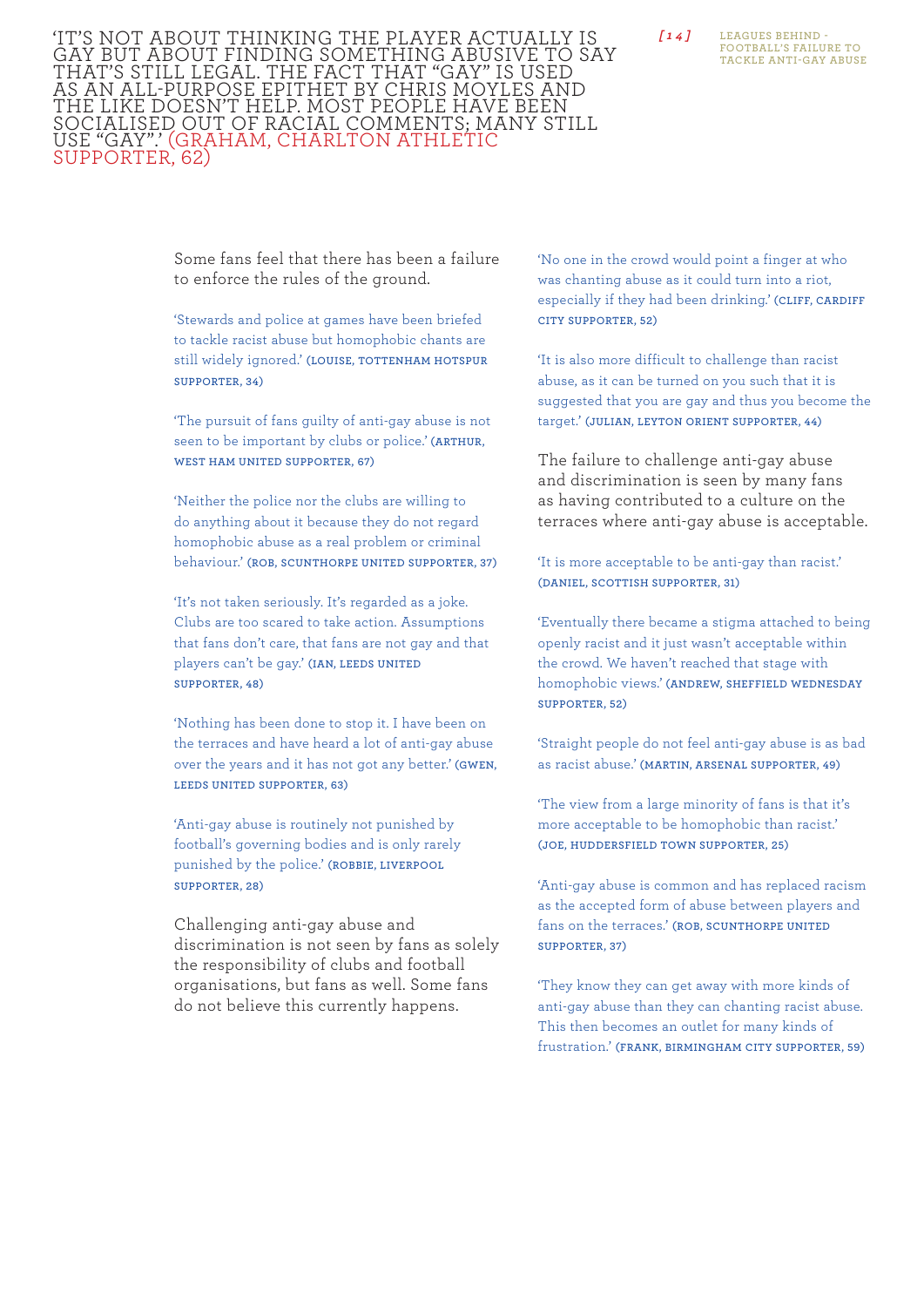'IT'S NOT ABOUT THINKING THE PLAYER ACTUALLY IS GAY BUT ABOUT FINDING SOMETHING ABUSIVE TO SAY THAT'S STILL LEGAL. THE FACT THAT "GAY" IS USED AS AN ALL-PURPOSE EPITHET BY CHRIS MOYLES AND THE LIKE DOESN'T HELP. MOST PEOPLE HAVE BEEN SOCIALISED OUT OF RACIAL COMMENTS; MANY STILL USE "GAY".' (GRAHAM, CHARLTON ATHLETIC SUPPORTER, 62)

Some fans feel that there has been a failure to enforce the rules of the ground.

'Stewards and police at games have been briefed to tackle racist abuse but homophobic chants are still widely ignored.' (LOUISE, TOTTENHAM HOTSPUR SUPPORTER, 34)

'The pursuit of fans guilty of anti-gay abuse is not seen to be important by clubs or police.' (ARTHUR, WEST HAM UNITED SUPPORTER, 67)

'Neither the police nor the clubs are willing to do anything about it because they do not regard homophobic abuse as a real problem or criminal behaviour.' (ROB, SCUNTHORPE UNITED SUPPORTER, 37)

'It's not taken seriously. It's regarded as a joke. Clubs are too scared to take action. Assumptions that fans don't care, that fans are not gay and that players can't be gay.' (IAN, LEEDS UNITED SUPPORTER, 48)

'Nothing has been done to stop it. I have been on the terraces and have heard a lot of anti-gay abuse over the years and it has not got any better.' (GWEN, LEEDS UNITED SUPPORTER, 63)

'Anti-gay abuse is routinely not punished by football's governing bodies and is only rarely punished by the police.' (ROBBIE, LIVERPOOL SUPPORTER, 28)

Challenging anti-gay abuse and discrimination is not seen by fans as solely the responsibility of clubs and football organisations, but fans as well. Some fans do not believe this currently happens.

'No one in the crowd would point a finger at who was chanting abuse as it could turn into a riot, especially if they had been drinking.' (CLIFF, CARDIFF CITY SUPPORTER, 52)

'It is also more difficult to challenge than racist abuse, as it can be turned on you such that it is suggested that you are gay and thus you become the target.' (JULIAN, LEYTON ORIENT SUPPORTER, 44)

The failure to challenge anti-gay abuse and discrimination is seen by many fans as having contributed to a culture on the terraces where anti-gay abuse is acceptable.

'It is more acceptable to be anti-gay than racist.' (DANIEL, SCOTTISH SUPPORTER, 31)

'Eventually there became a stigma attached to being openly racist and it just wasn't acceptable within the crowd. We haven't reached that stage with homophobic views.' (ANDREW, SHEFFIELD WEDNESDAY SUPPORTER, 52)

'Straight people do not feel anti-gay abuse is as bad as racist abuse.' (MARTIN, ARSENAL SUPPORTER, 49)

'The view from a large minority of fans is that it's more acceptable to be homophobic than racist.' (JOE, HUDDERSFIELD TOWN SUPPORTER, 25)

'Anti-gay abuse is common and has replaced racism as the accepted form of abuse between players and fans on the terraces.' (ROB, SCUNTHORPE UNITED SUPPORTER, 37)

'They know they can get away with more kinds of anti-gay abuse than they can chanting racist abuse. This then becomes an outlet for many kinds of frustration.' (FRANK, BIRMINGHAM CITY SUPPORTER, 59)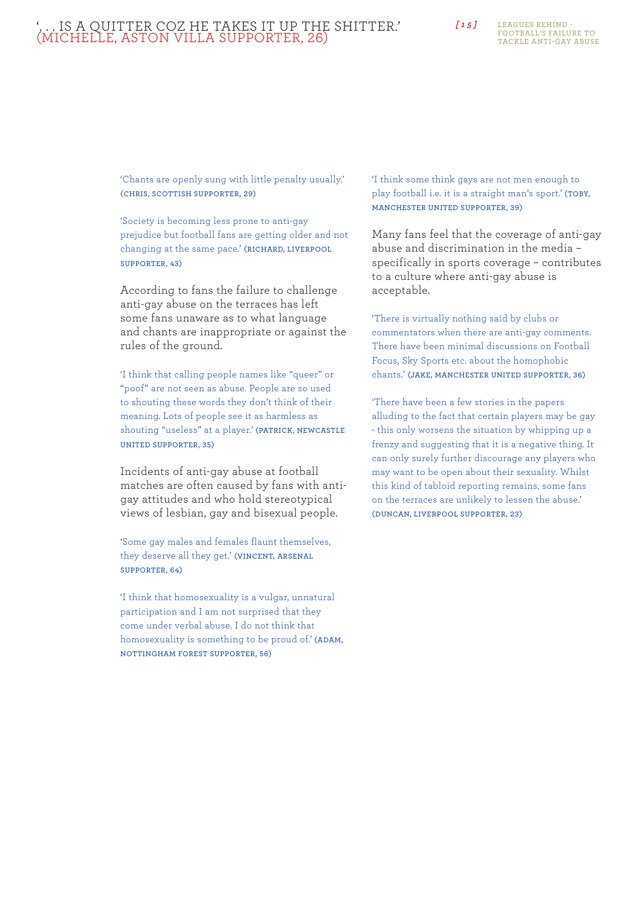'. . . IS A QUITTER COZ HE TAKES IT UP THE SHITTER.'
(MICHELLE, ASTON VILLA SUPPORTER, 26)

'Chants are openly sung with little penalty usually.' (CHRIS, SCOTTISH SUPPORTER, 29)

'Society is becoming less prone to anti-gay prejudice but football fans are getting older and not changing at the same pace.' (RICHARD, LIVERPOOL SUPPORTER, 43)

According to fans the failure to challenge anti-gay abuse on the terraces has left some fans unaware as to what language and chants are inappropriate or against the rules of the ground.

'I think that calling people names like "queer" or "poof" are not seen as abuse. People are so used to shouting these words they don't think of their meaning. Lots of people see it as harmless as shouting "useless" at a player.' (PATRICK, NEWCASTLE UNITED SUPPORTER, 35)

Incidents of anti-gay abuse at football matches are often caused by fans with anti-gay attitudes and who hold stereotypical views of lesbian, gay and bisexual people.

'Some gay males and females flaunt themselves, they deserve all they get.' (VINCENT, ARSENAL SUPPORTER, 64)

'I think that homosexuality is a vulgar, unnatural participation and I am not surprised that they come under verbal abuse. I do not think that homosexuality is something to be proud of.' (ADAM, NOTTINGHAM FOREST SUPPORTER, 56)

'I think some think gays are not men enough to play football i.e. it is a straight man's sport.' (TOBY, MANCHESTER UNITED SUPPORTER, 39)

Many fans feel that the coverage of anti-gay abuse and discrimination in the media – specifically in sports coverage – contributes to a culture where anti-gay abuse is acceptable.

'There is virtually nothing said by clubs or commentators when there are anti-gay comments. There have been minimal discussions on Football Focus, Sky Sports etc. about the homophobic chants.' (JAKE, MANCHESTER UNITED SUPPORTER, 36)

'There have been a few stories in the papers alluding to the fact that certain players may be gay - this only worsens the situation by whipping up a frenzy and suggesting that it is a negative thing. It can only surely further discourage any players who may want to be open about their sexuality. Whilst this kind of tabloid reporting remains, some fans on the terraces are unlikely to lessen the abuse.' (DUNCAN, LIVERPOOL SUPPORTER, 23)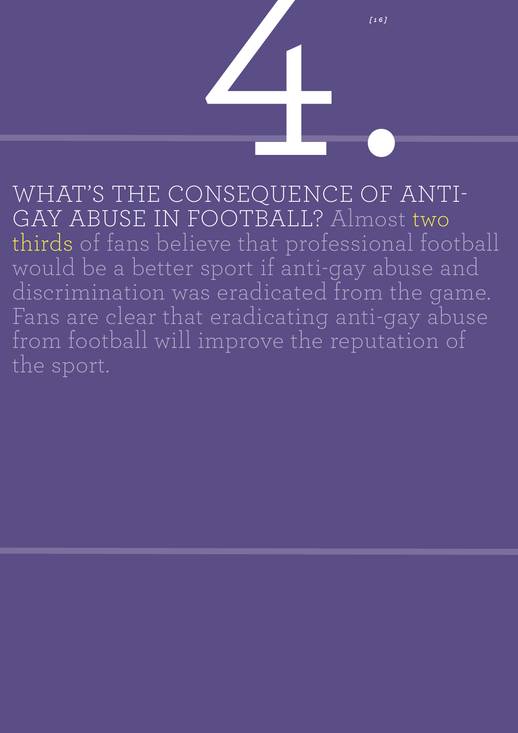# 4.

WHAT'S THE CONSEQUENCE OF ANTI-GAY ABUSE IN FOOTBALL? Almost two thirds of fans believe that professional football would be a better sport if anti-gay abuse and discrimination was eradicated from the game. Fans are clear that eradicating anti-gay abuse from football will improve the reputation of the sport.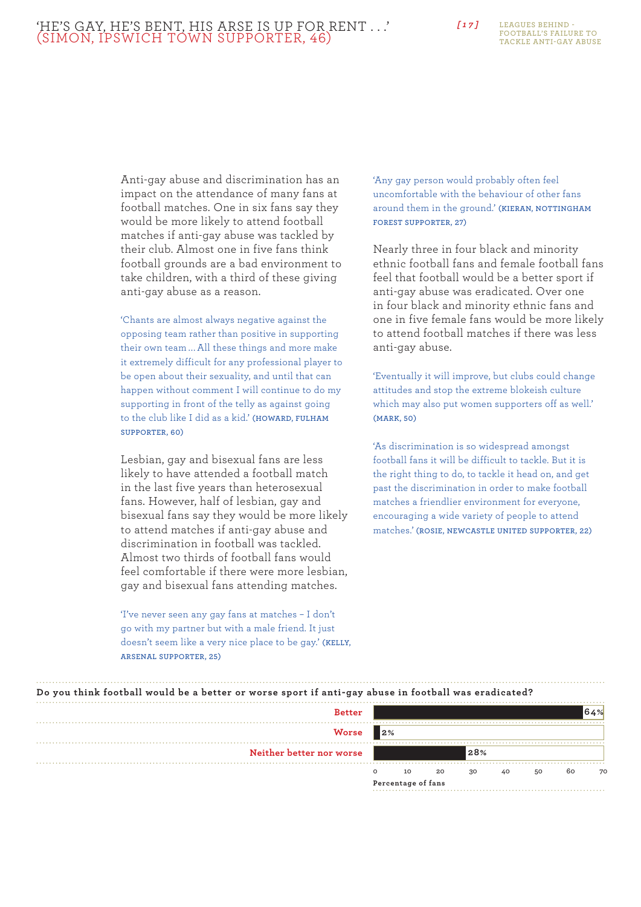Anti-gay abuse and discrimination has an impact on the attendance of many fans at football matches. One in six fans say they would be more likely to attend football matches if anti-gay abuse was tackled by their club. Almost one in five fans think football grounds are a bad environment to take children, with a third of these giving anti-gay abuse as a reason.

'Chants are almost always negative against the opposing team rather than positive in supporting their own team ... All these things and more make it extremely difficult for any professional player to be open about their sexuality, and until that can happen without comment I will continue to do my supporting in front of the telly as against going to the club like I did as a kid.' (HOWARD, FULHAM SUPPORTER, 60)

Lesbian, gay and bisexual fans are less likely to have attended a football match in the last five years than heterosexual fans. However, half of lesbian, gay and bisexual fans say they would be more likely to attend matches if anti-gay abuse and discrimination in football was tackled. Almost two thirds of football fans would feel comfortable if there were more lesbian, gay and bisexual fans attending matches.

'I've never seen any gay fans at matches – I don't go with my partner but with a male friend. It just doesn't seem like a very nice place to be gay.' (KELLY, ARSENAL SUPPORTER, 25)

'Any gay person would probably often feel uncomfortable with the behaviour of other fans around them in the ground.' (KIERAN, NOTTINGHAM FOREST SUPPORTER, 27)

Nearly three in four black and minority ethnic football fans and female football fans feel that football would be a better sport if anti-gay abuse was eradicated. Over one in four black and minority ethnic fans and one in five female fans would be more likely to attend football matches if there was less anti-gay abuse.

'Eventually it will improve, but clubs could change attitudes and stop the extreme blokeish culture which may also put women supporters off as well.' (MARK, 50)

'As discrimination is so widespread amongst football fans it will be difficult to tackle. But it is the right thing to do, to tackle it head on, and get past the discrimination in order to make football matches a friendlier environment for everyone, encouraging a wide variety of people to attend matches.' (ROSIE, NEWCASTLE UNITED SUPPORTER, 22)

**Do you think football would be a better or worse sport if anti-gay abuse in football was eradicated?**

| Response | Percentage of fans |
|---|---|
| Better | 64% |
| Worse | 2% |
| Neither better nor worse | 28% |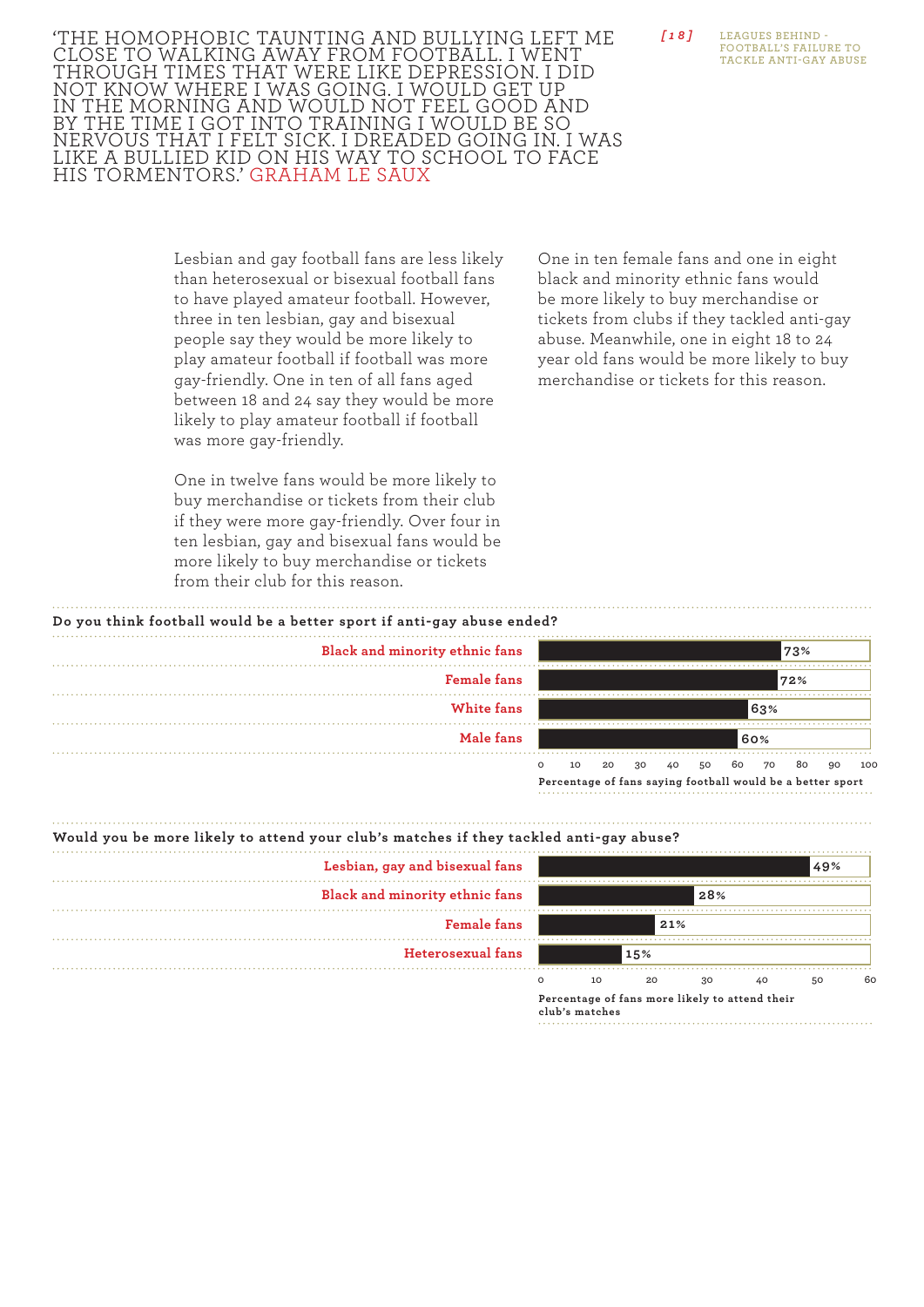'THE HOMOPHOBIC TAUNTING AND BULLYING LEFT ME CLOSE TO WALKING AWAY FROM FOOTBALL. I WENT THROUGH TIMES THAT WERE LIKE DEPRESSION. I DID NOT KNOW WHERE I WAS GOING. I WOULD GET UP IN THE MORNING AND WOULD NOT FEEL GOOD AND BY THE TIME I GOT INTO TRAINING I WOULD BE SO NERVOUS THAT I FELT SICK. I DREADED GOING IN. I WAS LIKE A BULLIED KID ON HIS WAY TO SCHOOL TO FACE HIS TORMENTORS.' GRAHAM LE SAUX

Lesbian and gay football fans are less likely than heterosexual or bisexual football fans to have played amateur football. However, three in ten lesbian, gay and bisexual people say they would be more likely to play amateur football if football was more gay-friendly. One in ten of all fans aged between 18 and 24 say they would be more likely to play amateur football if football was more gay-friendly.

One in twelve fans would be more likely to buy merchandise or tickets from their club if they were more gay-friendly. Over four in ten lesbian, gay and bisexual fans would be more likely to buy merchandise or tickets from their club for this reason.

One in ten female fans and one in eight black and minority ethnic fans would be more likely to buy merchandise or tickets from clubs if they tackled anti-gay abuse. Meanwhile, one in eight 18 to 24 year old fans would be more likely to buy merchandise or tickets for this reason.

**Do you think football would be a better sport if anti-gay abuse ended?**

| Group | Percentage of fans saying football would be a better sport |
|---|---|
| Black and minority ethnic fans | 73% |
| Female fans | 72% |
| White fans | 63% |
| Male fans | 60% |

**Would you be more likely to attend your club's matches if they tackled anti-gay abuse?**

| Group | Percentage of fans more likely to attend their club's matches |
|---|---|
| Lesbian, gay and bisexual fans | 49% |
| Black and minority ethnic fans | 28% |
| Female fans | 21% |
| Heterosexual fans | 15% |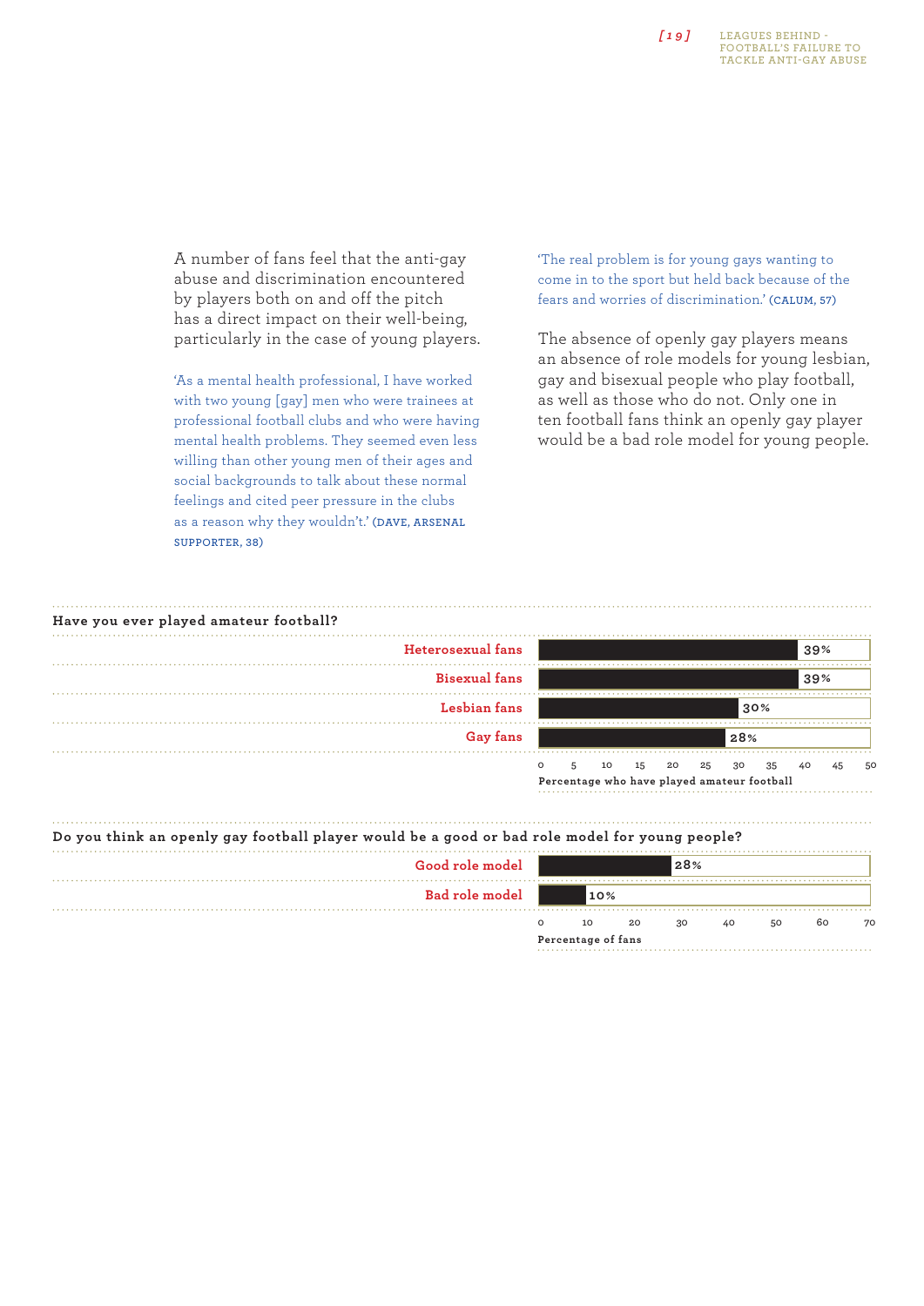A number of fans feel that the anti-gay abuse and discrimination encountered by players both on and off the pitch has a direct impact on their well-being, particularly in the case of young players.

'As a mental health professional, I have worked with two young [gay] men who were trainees at professional football clubs and who were having mental health problems. They seemed even less willing than other young men of their ages and social backgrounds to talk about these normal feelings and cited peer pressure in the clubs as a reason why they wouldn't.' (DAVE, ARSENAL SUPPORTER, 38)

'The real problem is for young gays wanting to come in to the sport but held back because of the fears and worries of discrimination.' (CALUM, 57)

The absence of openly gay players means an absence of role models for young lesbian, gay and bisexual people who play football, as well as those who do not. Only one in ten football fans think an openly gay player would be a bad role model for young people.

**Have you ever played amateur football?**

| | Percentage who have played amateur football |
|---|---|
| Heterosexual fans | 39% |
| Bisexual fans | 39% |
| Lesbian fans | 30% |
| Gay fans | 28% |

**Do you think an openly gay football player would be a good or bad role model for young people?**

| | Percentage of fans |
|---|---|
| Good role model | 28% |
| Bad role model | 10% |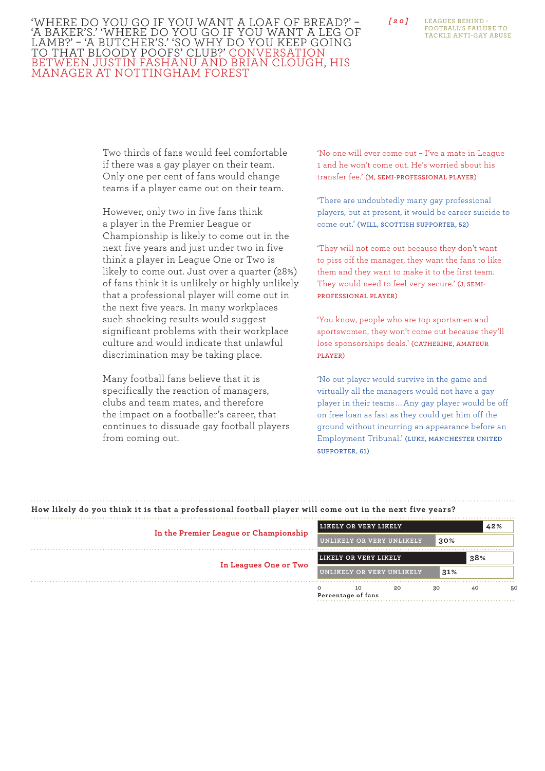'WHERE DO YOU GO IF YOU WANT A LOAF OF BREAD?' – 'A BAKER'S.' 'WHERE DO YOU GO IF YOU WANT A LEG OF LAMB?' – 'A BUTCHER'S.' 'SO WHY DO YOU KEEP GOING TO THAT BLOODY POOFS' CLUB?' CONVERSATION BETWEEN JUSTIN FASHANU AND BRIAN CLOUGH, HIS MANAGER AT NOTTINGHAM FOREST

Two thirds of fans would feel comfortable if there was a gay player on their team. Only one per cent of fans would change teams if a player came out on their team.

However, only two in five fans think a player in the Premier League or Championship is likely to come out in the next five years and just under two in five think a player in League One or Two is likely to come out. Just over a quarter (28%) of fans think it is unlikely or highly unlikely that a professional player will come out in the next five years. In many workplaces such shocking results would suggest significant problems with their workplace culture and would indicate that unlawful discrimination may be taking place.

Many football fans believe that it is specifically the reaction of managers, clubs and team mates, and therefore the impact on a footballer's career, that continues to dissuade gay football players from coming out.

'No one will ever come out – I've a mate in League 1 and he won't come out. He's worried about his transfer fee.' **(M, SEMI-PROFESSIONAL PLAYER)**

'There are undoubtedly many gay professional players, but at present, it would be career suicide to come out.' **(WILL, SCOTTISH SUPPORTER, 52)**

'They will not come out because they don't want to piss off the manager, they want the fans to like them and they want to make it to the first team. They would need to feel very secure.' **(J, SEMI-PROFESSIONAL PLAYER)**

'You know, people who are top sportsmen and sportswomen, they won't come out because they'll lose sponsorships deals.' **(CATHERINE, AMATEUR PLAYER)**

'No out player would survive in the game and virtually all the managers would not have a gay player in their teams … Any gay player would be off on free loan as fast as they could get him off the ground without incurring an appearance before an Employment Tribunal.' **(LUKE, MANCHESTER UNITED SUPPORTER, 61)**

**How likely do you think it is that a professional football player will come out in the next five years?**

| | Likely or very likely | Unlikely or very unlikely |
|---|---|---|
| In the Premier League or Championship | 42% | 30% |
| In Leagues One or Two | 38% | 31% |

Percentage of fans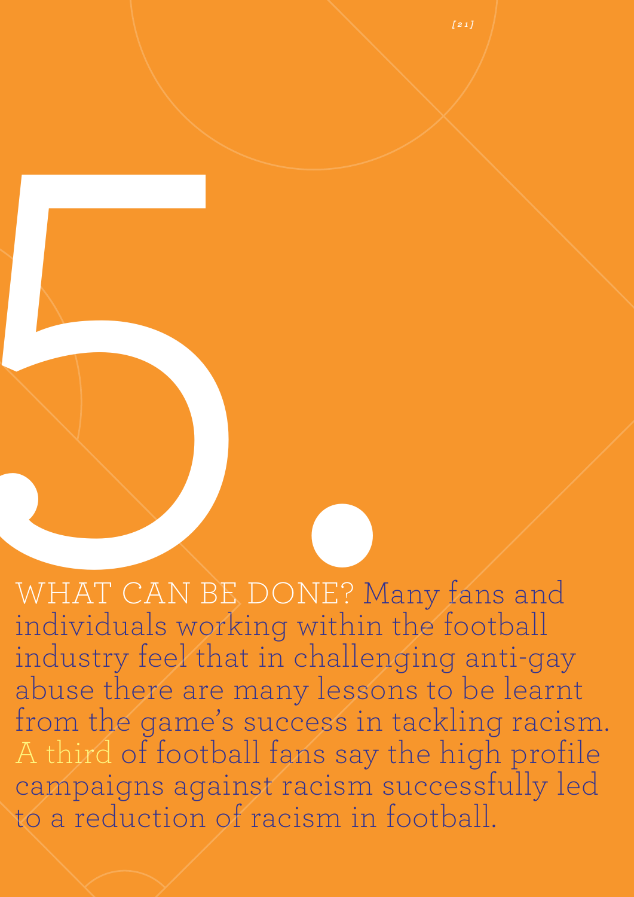# 5.

WHAT CAN BE DONE? Many fans and individuals working within the football industry feel that in challenging anti-gay abuse there are many lessons to be learnt from the game's success in tackling racism. A third of football fans say the high profile campaigns against racism successfully led to a reduction of racism in football.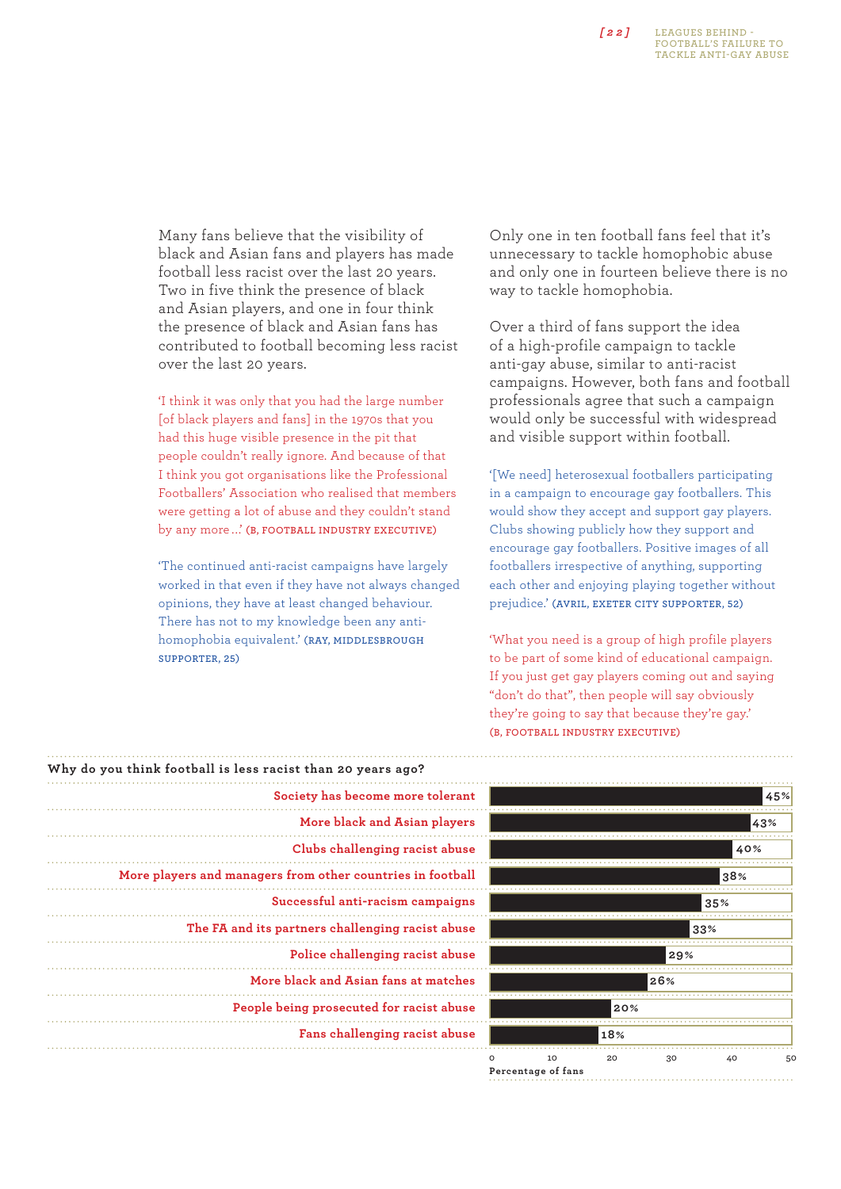Many fans believe that the visibility of black and Asian fans and players has made football less racist over the last 20 years. Two in five think the presence of black and Asian players, and one in four think the presence of black and Asian fans has contributed to football becoming less racist over the last 20 years.

'I think it was only that you had the large number [of black players and fans] in the 1970s that you had this huge visible presence in the pit that people couldn't really ignore. And because of that I think you got organisations like the Professional Footballers' Association who realised that members were getting a lot of abuse and they couldn't stand by any more...' (B, FOOTBALL INDUSTRY EXECUTIVE)

'The continued anti-racist campaigns have largely worked in that even if they have not always changed opinions, they have at least changed behaviour. There has not to my knowledge been any anti-homophobia equivalent.' (RAY, MIDDLESBROUGH SUPPORTER, 25)

Only one in ten football fans feel that it's unnecessary to tackle homophobic abuse and only one in fourteen believe there is no way to tackle homophobia.

Over a third of fans support the idea of a high-profile campaign to tackle anti-gay abuse, similar to anti-racist campaigns. However, both fans and football professionals agree that such a campaign would only be successful with widespread and visible support within football.

'[We need] heterosexual footballers participating in a campaign to encourage gay footballers. This would show they accept and support gay players. Clubs showing publicly how they support and encourage gay footballers. Positive images of all footballers irrespective of anything, supporting each other and enjoying playing together without prejudice.' (AVRIL, EXETER CITY SUPPORTER, 52)

'What you need is a group of high profile players to be part of some kind of educational campaign. If you just get gay players coming out and saying "don't do that", then people will say obviously they're going to say that because they're gay.' (B, FOOTBALL INDUSTRY EXECUTIVE)

**Why do you think football is less racist than 20 years ago?**

| Reason | Percentage of fans |
|---|---|
| Society has become more tolerant | 45% |
| More black and Asian players | 43% |
| Clubs challenging racist abuse | 40% |
| More players and managers from other countries in football | 38% |
| Successful anti-racism campaigns | 35% |
| The FA and its partners challenging racist abuse | 33% |
| Police challenging racist abuse | 29% |
| More black and Asian fans at matches | 26% |
| People being prosecuted for racist abuse | 20% |
| Fans challenging racist abuse | 18% |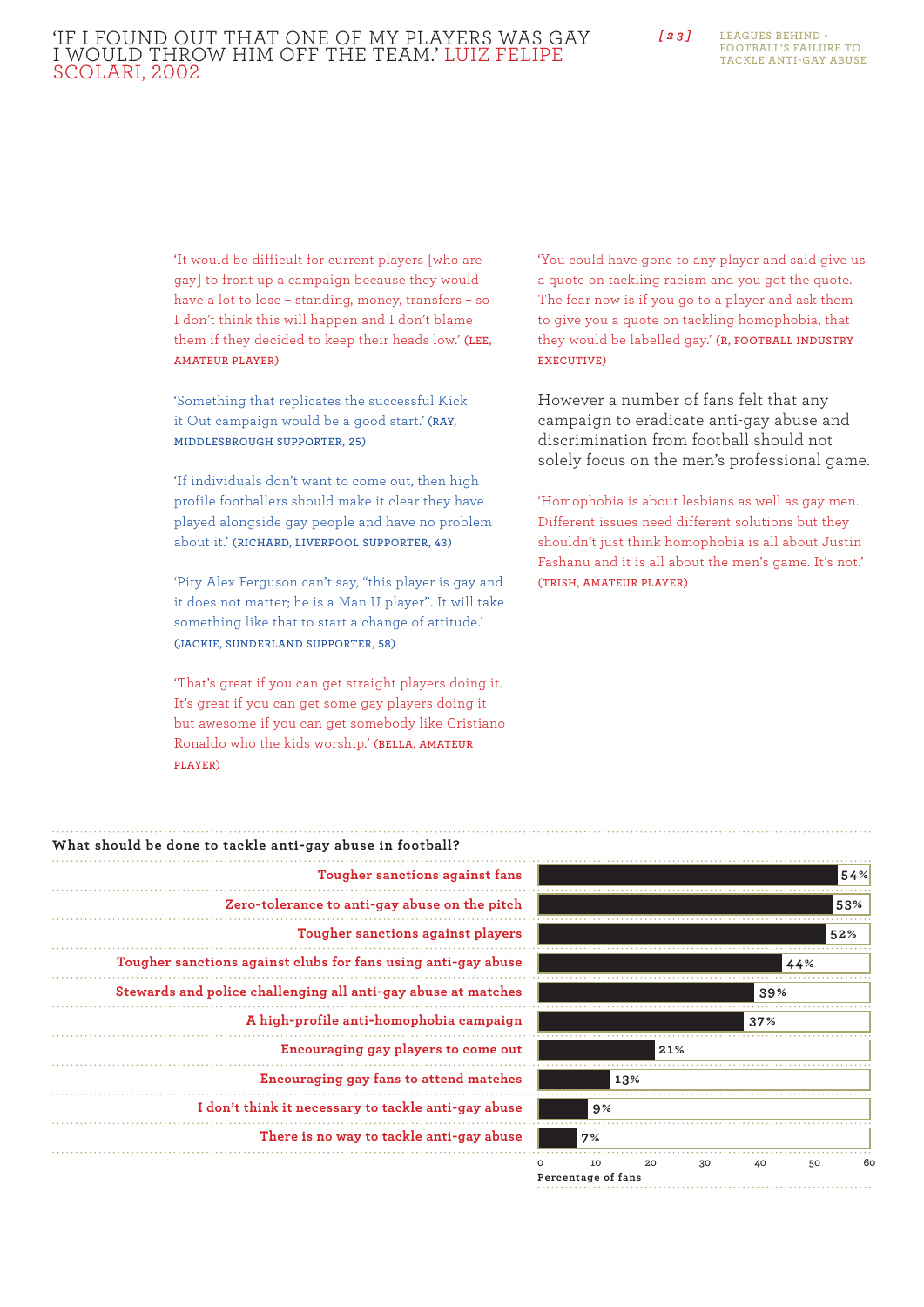'IF I FOUND OUT THAT ONE OF MY PLAYERS WAS GAY I WOULD THROW HIM OFF THE TEAM.' LUIZ FELIPE SCOLARI, 2002

'It would be difficult for current players [who are gay] to front up a campaign because they would have a lot to lose – standing, money, transfers – so I don't think this will happen and I don't blame them if they decided to keep their heads low.' (LEE, AMATEUR PLAYER)

'Something that replicates the successful Kick it Out campaign would be a good start.' (RAY, MIDDLESBROUGH SUPPORTER, 25)

'If individuals don't want to come out, then high profile footballers should make it clear they have played alongside gay people and have no problem about it.' (RICHARD, LIVERPOOL SUPPORTER, 43)

'Pity Alex Ferguson can't say, "this player is gay and it does not matter; he is a Man U player". It will take something like that to start a change of attitude.' (JACKIE, SUNDERLAND SUPPORTER, 58)

'That's great if you can get straight players doing it. It's great if you can get some gay players doing it but awesome if you can get somebody like Cristiano Ronaldo who the kids worship.' (BELLA, AMATEUR PLAYER)

'You could have gone to any player and said give us a quote on tackling racism and you got the quote. The fear now is if you go to a player and ask them to give you a quote on tackling homophobia, that they would be labelled gay.' (R, FOOTBALL INDUSTRY EXECUTIVE)

However a number of fans felt that any campaign to eradicate anti-gay abuse and discrimination from football should not solely focus on the men's professional game.

'Homophobia is about lesbians as well as gay men. Different issues need different solutions but they shouldn't just think homophobia is all about Justin Fashanu and it is all about the men's game. It's not.' (TRISH, AMATEUR PLAYER)

**What should be done to tackle anti-gay abuse in football?**

| Response | Percentage of fans |
|---|---|
| Tougher sanctions against fans | 54% |
| Zero-tolerance to anti-gay abuse on the pitch | 53% |
| Tougher sanctions against players | 52% |
| Tougher sanctions against clubs for fans using anti-gay abuse | 44% |
| Stewards and police challenging all anti-gay abuse at matches | 39% |
| A high-profile anti-homophobia campaign | 37% |
| Encouraging gay players to come out | 21% |
| Encouraging gay fans to attend matches | 13% |
| I don't think it necessary to tackle anti-gay abuse | 9% |
| There is no way to tackle anti-gay abuse | 7% |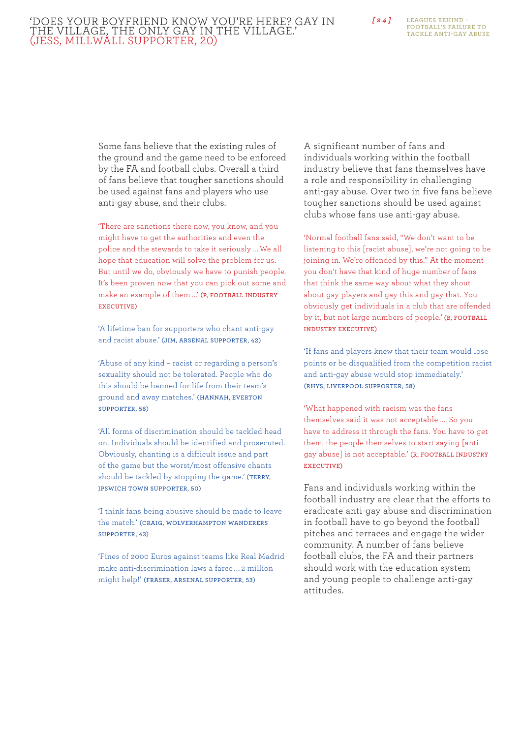'DOES YOUR BOYFRIEND KNOW YOU'RE HERE? GAY IN THE VILLAGE, THE ONLY GAY IN THE VILLAGE.'
(JESS, MILLWALL SUPPORTER, 20)

Some fans believe that the existing rules of the ground and the game need to be enforced by the FA and football clubs. Overall a third of fans believe that tougher sanctions should be used against fans and players who use anti-gay abuse, and their clubs.

'There are sanctions there now, you know, and you might have to get the authorities and even the police and the stewards to take it seriously … We all hope that education will solve the problem for us. But until we do, obviously we have to punish people. It's been proven now that you can pick out some and make an example of them …' (P, FOOTBALL INDUSTRY EXECUTIVE)

'A lifetime ban for supporters who chant anti-gay and racist abuse.' (JIM, ARSENAL SUPPORTER, 42)

'Abuse of any kind – racist or regarding a person's sexuality should not be tolerated. People who do this should be banned for life from their team's ground and away matches.' (HANNAH, EVERTON SUPPORTER, 58)

'All forms of discrimination should be tackled head on. Individuals should be identified and prosecuted. Obviously, chanting is a difficult issue and part of the game but the worst/most offensive chants should be tackled by stopping the game.' (TERRY, IPSWICH TOWN SUPPORTER, 50)

'I think fans being abusive should be made to leave the match.' (CRAIG, WOLVERHAMPTON WANDERERS SUPPORTER, 43)

'Fines of 2000 Euros against teams like Real Madrid make anti-discrimination laws a farce … 2 million might help!' (FRASER, ARSENAL SUPPORTER, 53)

A significant number of fans and individuals working within the football industry believe that fans themselves have a role and responsibility in challenging anti-gay abuse. Over two in five fans believe tougher sanctions should be used against clubs whose fans use anti-gay abuse.

'Normal football fans said, "We don't want to be listening to this [racist abuse], we're not going to be joining in. We're offended by this." At the moment you don't have that kind of huge number of fans that think the same way about what they shout about gay players and gay this and gay that. You obviously get individuals in a club that are offended by it, but not large numbers of people.' (B, FOOTBALL INDUSTRY EXECUTIVE)

'If fans and players knew that their team would lose points or be disqualified from the competition racist and anti-gay abuse would stop immediately.' (RHYS, LIVERPOOL SUPPORTER, 58)

'What happened with racism was the fans themselves said it was not acceptable … So you have to address it through the fans. You have to get them, the people themselves to start saying [anti-gay abuse] is not acceptable.' (R, FOOTBALL INDUSTRY EXECUTIVE)

Fans and individuals working within the football industry are clear that the efforts to eradicate anti-gay abuse and discrimination in football have to go beyond the football pitches and terraces and engage the wider community. A number of fans believe football clubs, the FA and their partners should work with the education system and young people to challenge anti-gay attitudes.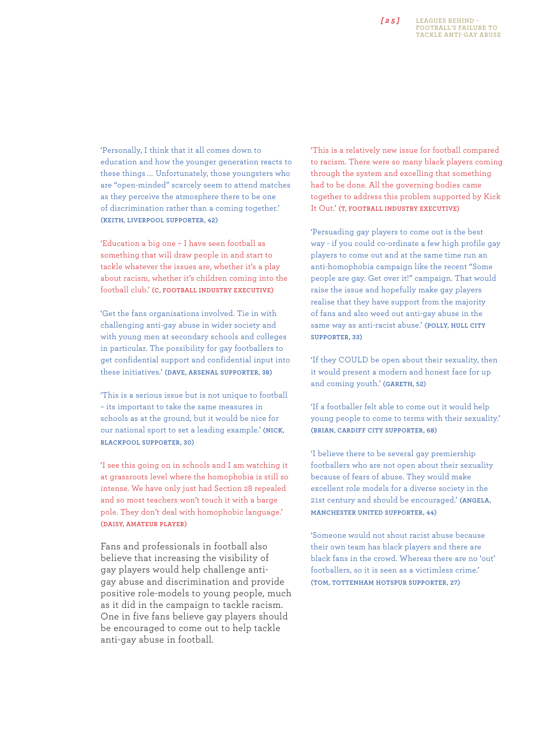'Personally, I think that it all comes down to education and how the younger generation reacts to these things ... Unfortunately, those youngsters who are "open-minded" scarcely seem to attend matches as they perceive the atmosphere there to be one of discrimination rather than a coming together.' (KEITH, LIVERPOOL SUPPORTER, 42)

'Education a big one – I have seen football as something that will draw people in and start to tackle whatever the issues are, whether it's a play about racism, whether it's children coming into the football club.' (C, FOOTBALL INDUSTRY EXECUTIVE)

'Get the fans organisations involved. Tie in with challenging anti-gay abuse in wider society and with young men at secondary schools and colleges in particular. The possibility for gay footballers to get confidential support and confidential input into these initiatives.' (DAVE, ARSENAL SUPPORTER, 38)

'This is a serious issue but is not unique to football – its important to take the same measures in schools as at the ground, but it would be nice for our national sport to set a leading example.' (NICK, BLACKPOOL SUPPORTER, 30)

'I see this going on in schools and I am watching it at grassroots level where the homophobia is still so intense. We have only just had Section 28 repealed and so most teachers won't touch it with a barge pole. They don't deal with homophobic language.' (DAISY, AMATEUR PLAYER)

Fans and professionals in football also believe that increasing the visibility of gay players would help challenge anti-gay abuse and discrimination and provide positive role-models to young people, much as it did in the campaign to tackle racism. One in five fans believe gay players should be encouraged to come out to help tackle anti-gay abuse in football.

'This is a relatively new issue for football compared to racism. There were so many black players coming through the system and excelling that something had to be done. All the governing bodies came together to address this problem supported by Kick It Out.' (T, FOOTBALL INDUSTRY EXECUTIVE)

'Persuading gay players to come out is the best way - if you could co-ordinate a few high profile gay players to come out and at the same time run an anti-homophobia campaign like the recent "Some people are gay. Get over it!" campaign. That would raise the issue and hopefully make gay players realise that they have support from the majority of fans and also weed out anti-gay abuse in the same way as anti-racist abuse.' (POLLY, HULL CITY SUPPORTER, 33)

'If they COULD be open about their sexuality, then it would present a modern and honest face for up and coming youth.' (GARETH, 52)

'If a footballer felt able to come out it would help young people to come to terms with their sexuality.' (BRIAN, CARDIFF CITY SUPPORTER, 68)

'I believe there to be several gay premiership footballers who are not open about their sexuality because of fears of abuse. They would make excellent role models for a diverse society in the 21st century and should be encouraged.' (ANGELA, MANCHESTER UNITED SUPPORTER, 44)

'Someone would not shout racist abuse because their own team has black players and there are black fans in the crowd. Whereas there are no 'out' footballers, so it is seen as a victimless crime.' (TOM, TOTTENHAM HOTSPUR SUPPORTER, 27)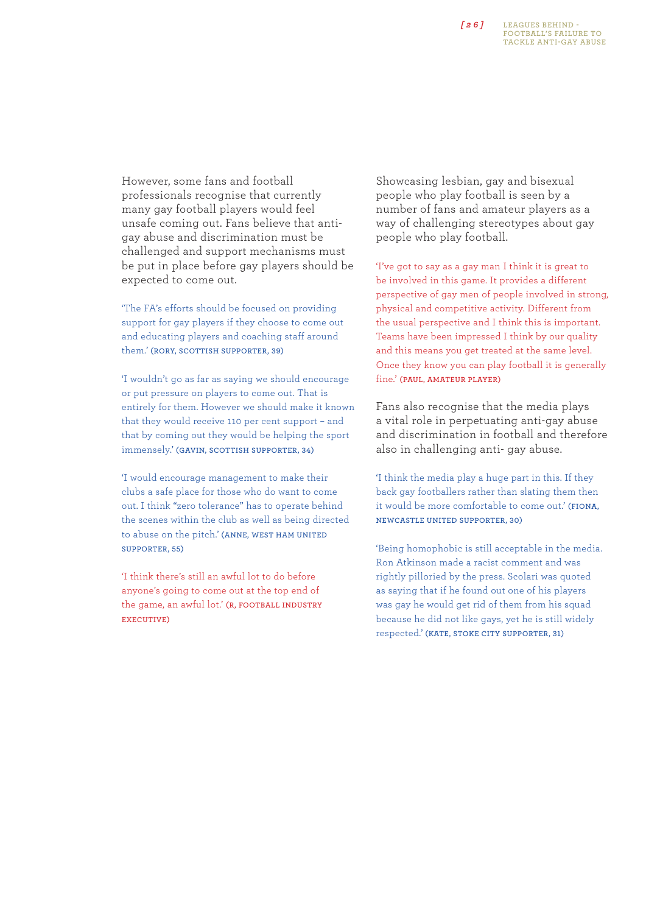However, some fans and football professionals recognise that currently many gay football players would feel unsafe coming out. Fans believe that anti-gay abuse and discrimination must be challenged and support mechanisms must be put in place before gay players should be expected to come out.

'The FA's efforts should be focused on providing support for gay players if they choose to come out and educating players and coaching staff around them.' (RORY, SCOTTISH SUPPORTER, 39)

'I wouldn't go as far as saying we should encourage or put pressure on players to come out. That is entirely for them. However we should make it known that they would receive 110 per cent support – and that by coming out they would be helping the sport immensely.' (GAVIN, SCOTTISH SUPPORTER, 34)

'I would encourage management to make their clubs a safe place for those who do want to come out. I think "zero tolerance" has to operate behind the scenes within the club as well as being directed to abuse on the pitch.' (ANNE, WEST HAM UNITED SUPPORTER, 55)

'I think there's still an awful lot to do before anyone's going to come out at the top end of the game, an awful lot.' (R, FOOTBALL INDUSTRY EXECUTIVE)

Showcasing lesbian, gay and bisexual people who play football is seen by a number of fans and amateur players as a way of challenging stereotypes about gay people who play football.

'I've got to say as a gay man I think it is great to be involved in this game. It provides a different perspective of gay men of people involved in strong, physical and competitive activity. Different from the usual perspective and I think this is important. Teams have been impressed I think by our quality and this means you get treated at the same level. Once they know you can play football it is generally fine.' (PAUL, AMATEUR PLAYER)

Fans also recognise that the media plays a vital role in perpetuating anti-gay abuse and discrimination in football and therefore also in challenging anti- gay abuse.

'I think the media play a huge part in this. If they back gay footballers rather than slating them then it would be more comfortable to come out.' (FIONA, NEWCASTLE UNITED SUPPORTER, 30)

'Being homophobic is still acceptable in the media. Ron Atkinson made a racist comment and was rightly pilloried by the press. Scolari was quoted as saying that if he found out one of his players was gay he would get rid of them from his squad because he did not like gays, yet he is still widely respected.' (KATE, STOKE CITY SUPPORTER, 31)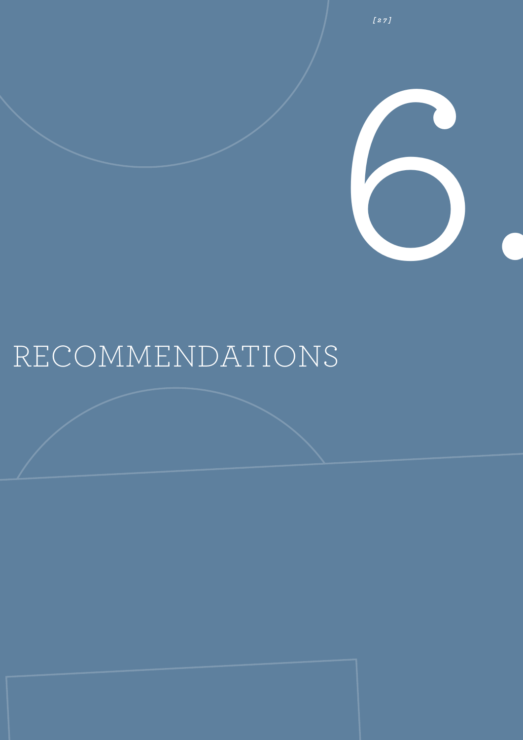# 6. RECOMMENDATIONS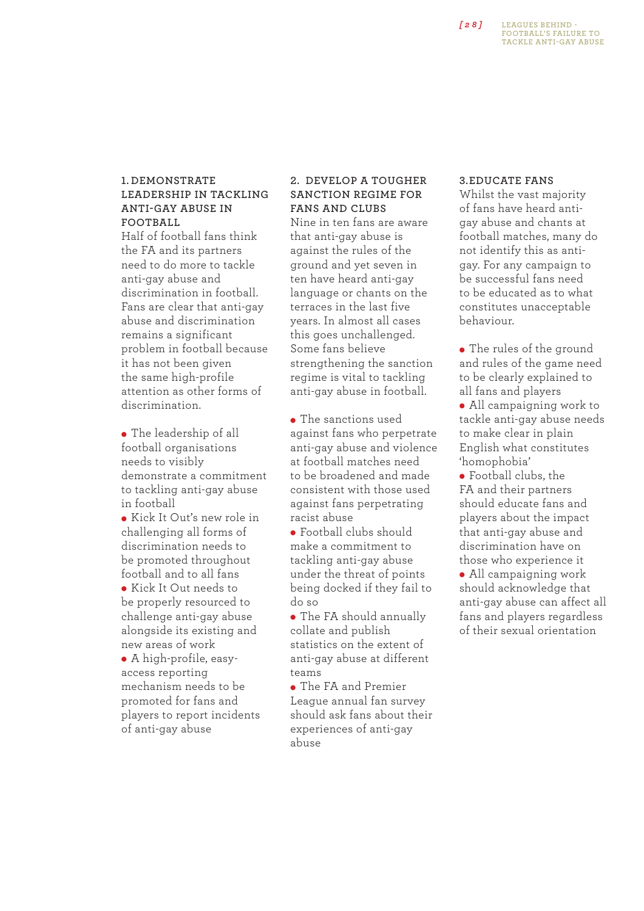### 1. DEMONSTRATE LEADERSHIP IN TACKLING ANTI-GAY ABUSE IN FOOTBALL

Half of football fans think the FA and its partners need to do more to tackle anti-gay abuse and discrimination in football. Fans are clear that anti-gay abuse and discrimination remains a significant problem in football because it has not been given the same high-profile attention as other forms of discrimination.

- The leadership of all football organisations needs to visibly demonstrate a commitment to tackling anti-gay abuse in football
- Kick It Out's new role in challenging all forms of discrimination needs to be promoted throughout football and to all fans
- Kick It Out needs to be properly resourced to challenge anti-gay abuse alongside its existing and new areas of work
- A high-profile, easy-access reporting mechanism needs to be promoted for fans and players to report incidents of anti-gay abuse

### 2. DEVELOP A TOUGHER SANCTION REGIME FOR FANS AND CLUBS

Nine in ten fans are aware that anti-gay abuse is against the rules of the ground and yet seven in ten have heard anti-gay language or chants on the terraces in the last five years. In almost all cases this goes unchallenged. Some fans believe strengthening the sanction regime is vital to tackling anti-gay abuse in football.

- The sanctions used against fans who perpetrate anti-gay abuse and violence at football matches need to be broadened and made consistent with those used against fans perpetrating racist abuse
- Football clubs should make a commitment to tackling anti-gay abuse under the threat of points being docked if they fail to do so
- The FA should annually collate and publish statistics on the extent of anti-gay abuse at different teams
- The FA and Premier League annual fan survey should ask fans about their experiences of anti-gay abuse

### 3. EDUCATE FANS

Whilst the vast majority of fans have heard anti-gay abuse and chants at football matches, many do not identify this as anti-gay. For any campaign to be successful fans need to be educated as to what constitutes unacceptable behaviour.

- The rules of the ground and rules of the game need to be clearly explained to all fans and players
- All campaigning work to tackle anti-gay abuse needs to make clear in plain English what constitutes 'homophobia'
- Football clubs, the FA and their partners should educate fans and players about the impact that anti-gay abuse and discrimination have on those who experience it
- All campaigning work should acknowledge that anti-gay abuse can affect all fans and players regardless of their sexual orientation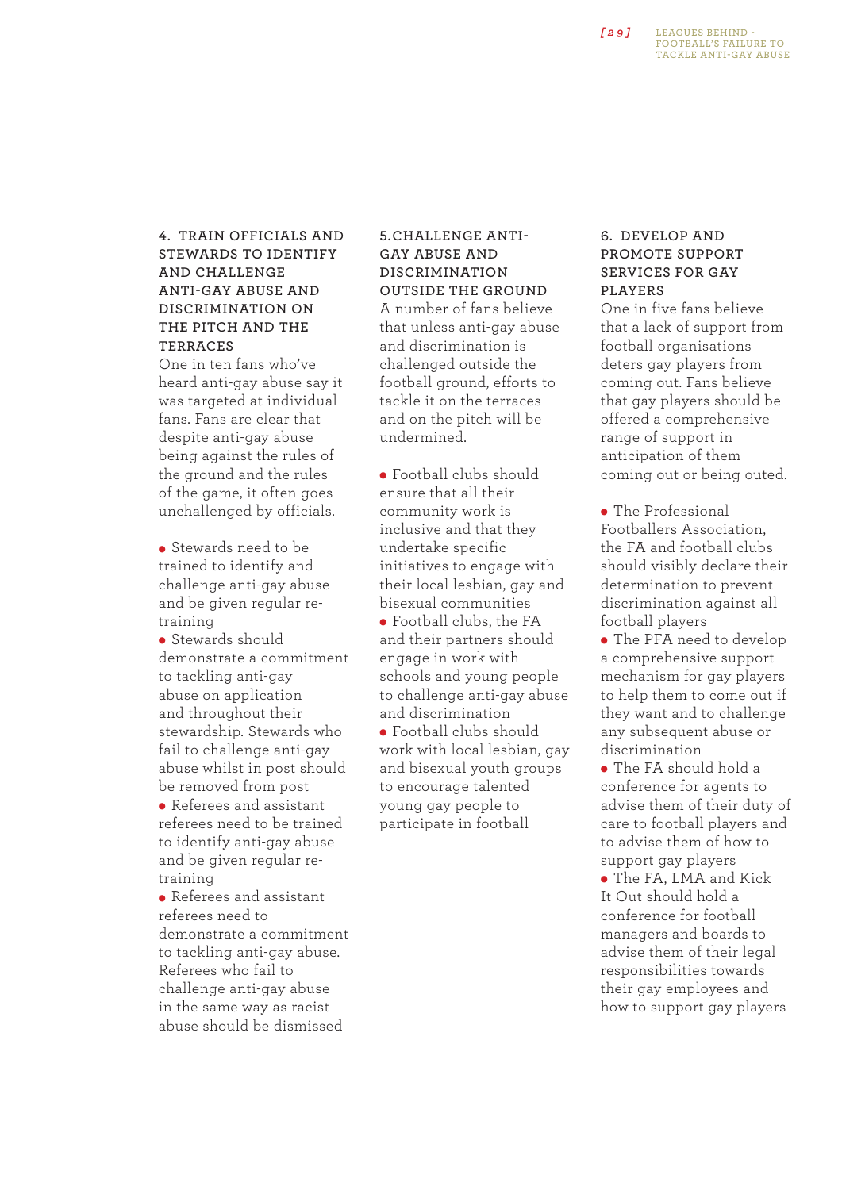## 4. TRAIN OFFICIALS AND STEWARDS TO IDENTIFY AND CHALLENGE ANTI-GAY ABUSE AND DISCRIMINATION ON THE PITCH AND THE TERRACES

One in ten fans who've heard anti-gay abuse say it was targeted at individual fans. Fans are clear that despite anti-gay abuse being against the rules of the ground and the rules of the game, it often goes unchallenged by officials.

- Stewards need to be trained to identify and challenge anti-gay abuse and be given regular re-training
- Stewards should demonstrate a commitment to tackling anti-gay abuse on application and throughout their stewardship. Stewards who fail to challenge anti-gay abuse whilst in post should be removed from post
- Referees and assistant referees need to be trained to identify anti-gay abuse and be given regular re-training
- Referees and assistant referees need to demonstrate a commitment to tackling anti-gay abuse. Referees who fail to challenge anti-gay abuse in the same way as racist abuse should be dismissed

## 5. CHALLENGE ANTI-GAY ABUSE AND DISCRIMINATION OUTSIDE THE GROUND

A number of fans believe that unless anti-gay abuse and discrimination is challenged outside the football ground, efforts to tackle it on the terraces and on the pitch will be undermined.

- Football clubs should ensure that all their community work is inclusive and that they undertake specific initiatives to engage with their local lesbian, gay and bisexual communities
- Football clubs, the FA and their partners should engage in work with schools and young people to challenge anti-gay abuse and discrimination
- Football clubs should work with local lesbian, gay and bisexual youth groups to encourage talented young gay people to participate in football

## 6. DEVELOP AND PROMOTE SUPPORT SERVICES FOR GAY PLAYERS

One in five fans believe that a lack of support from football organisations deters gay players from coming out. Fans believe that gay players should be offered a comprehensive range of support in anticipation of them coming out or being outed.

- The Professional Footballers Association, the FA and football clubs should visibly declare their determination to prevent discrimination against all football players
- The PFA need to develop a comprehensive support mechanism for gay players to help them to come out if they want and to challenge any subsequent abuse or discrimination
- The FA should hold a conference for agents to advise them of their duty of care to football players and to advise them of how to support gay players
- The FA, LMA and Kick It Out should hold a conference for football managers and boards to advise them of their legal responsibilities towards their gay employees and how to support gay players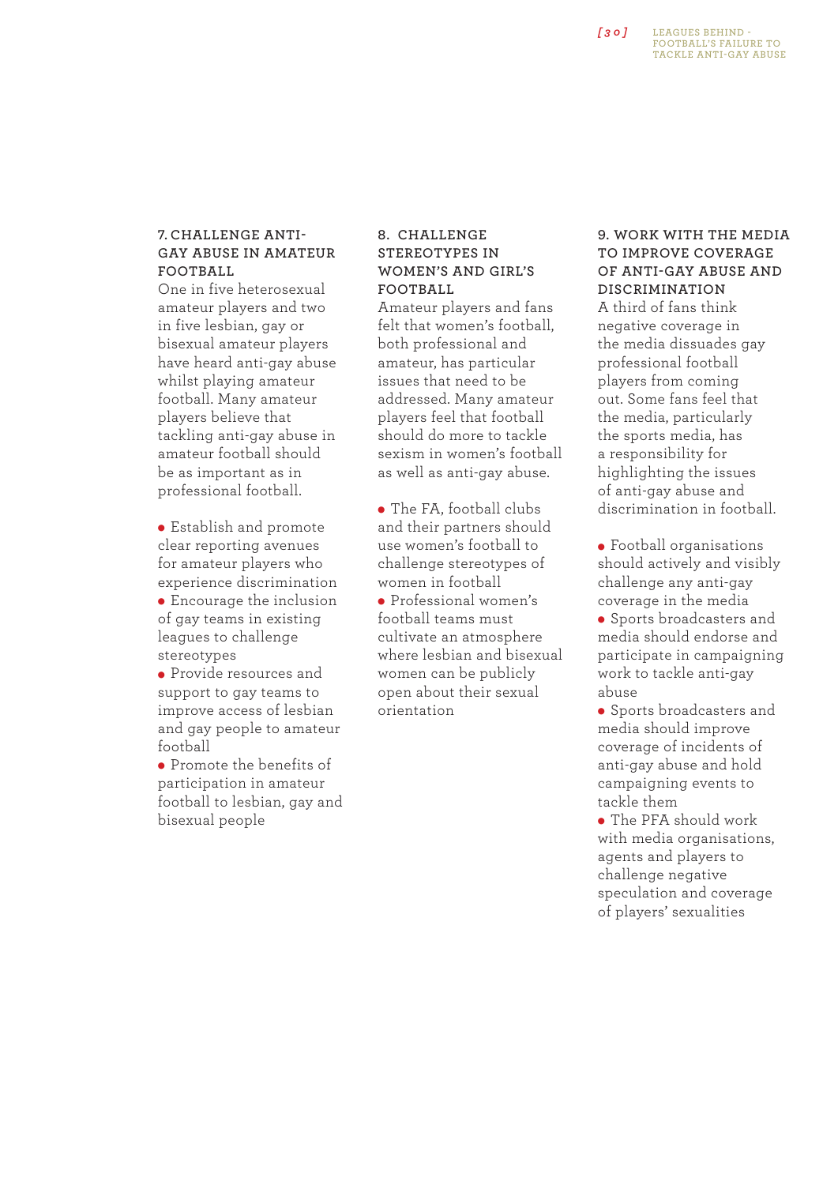### 7. CHALLENGE ANTI-GAY ABUSE IN AMATEUR FOOTBALL

One in five heterosexual amateur players and two in five lesbian, gay or bisexual amateur players have heard anti-gay abuse whilst playing amateur football. Many amateur players believe that tackling anti-gay abuse in amateur football should be as important as in professional football.

- Establish and promote clear reporting avenues for amateur players who experience discrimination
- Encourage the inclusion of gay teams in existing leagues to challenge stereotypes
- Provide resources and support to gay teams to improve access of lesbian and gay people to amateur football
- Promote the benefits of participation in amateur football to lesbian, gay and bisexual people

### 8. CHALLENGE STEREOTYPES IN WOMEN'S AND GIRL'S FOOTBALL

Amateur players and fans felt that women's football, both professional and amateur, has particular issues that need to be addressed. Many amateur players feel that football should do more to tackle sexism in women's football as well as anti-gay abuse.

- The FA, football clubs and their partners should use women's football to challenge stereotypes of women in football
- Professional women's football teams must cultivate an atmosphere where lesbian and bisexual women can be publicly open about their sexual orientation

### 9. WORK WITH THE MEDIA TO IMPROVE COVERAGE OF ANTI-GAY ABUSE AND DISCRIMINATION

A third of fans think negative coverage in the media dissuades gay professional football players from coming out. Some fans feel that the media, particularly the sports media, has a responsibility for highlighting the issues of anti-gay abuse and discrimination in football.

- Football organisations should actively and visibly challenge any anti-gay coverage in the media
- Sports broadcasters and media should endorse and participate in campaigning work to tackle anti-gay abuse
- Sports broadcasters and media should improve coverage of incidents of anti-gay abuse and hold campaigning events to tackle them
- The PFA should work with media organisations, agents and players to challenge negative speculation and coverage of players' sexualities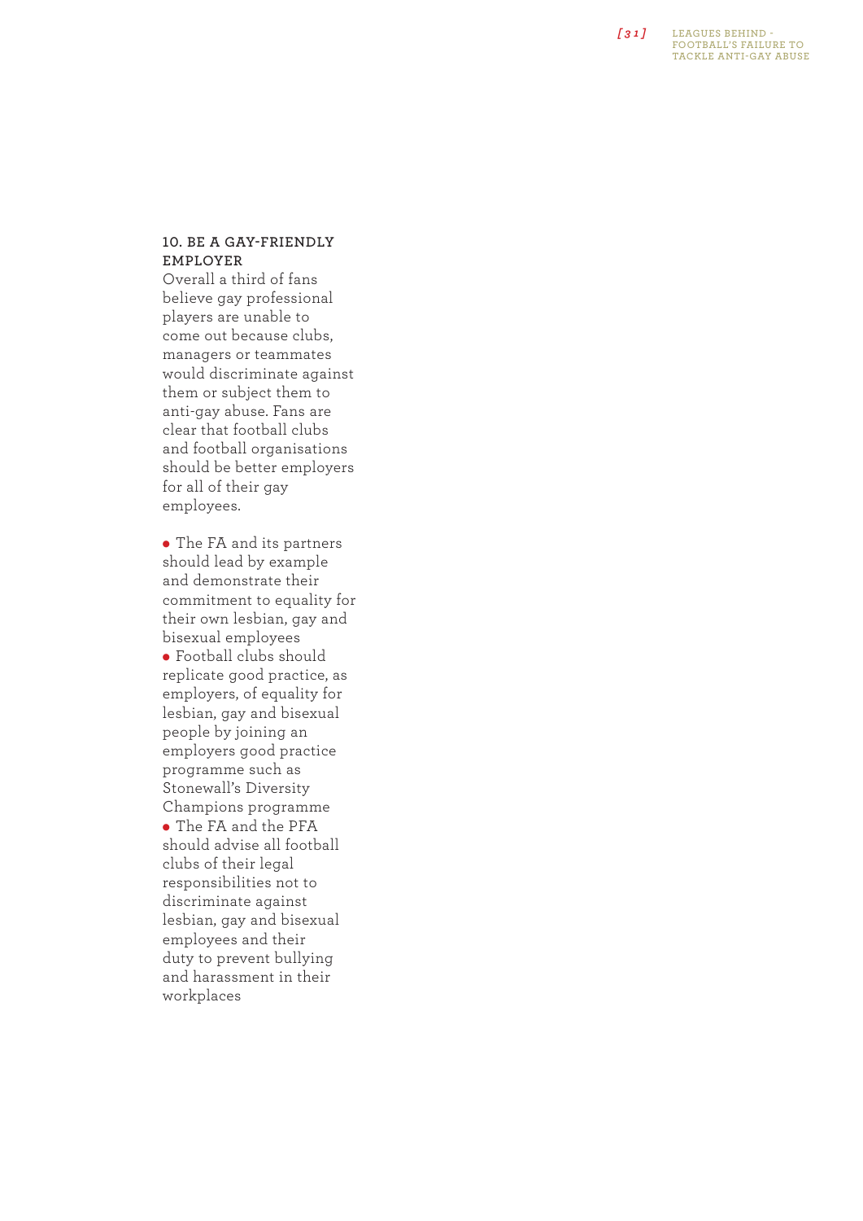### 10. BE A GAY-FRIENDLY EMPLOYER

Overall a third of fans believe gay professional players are unable to come out because clubs, managers or teammates would discriminate against them or subject them to anti-gay abuse. Fans are clear that football clubs and football organisations should be better employers for all of their gay employees.

- The FA and its partners should lead by example and demonstrate their commitment to equality for their own lesbian, gay and bisexual employees
- Football clubs should replicate good practice, as employers, of equality for lesbian, gay and bisexual people by joining an employers good practice programme such as Stonewall's Diversity Champions programme
- The FA and the PFA should advise all football clubs of their legal responsibilities not to discriminate against lesbian, gay and bisexual employees and their duty to prevent bullying and harassment in their workplaces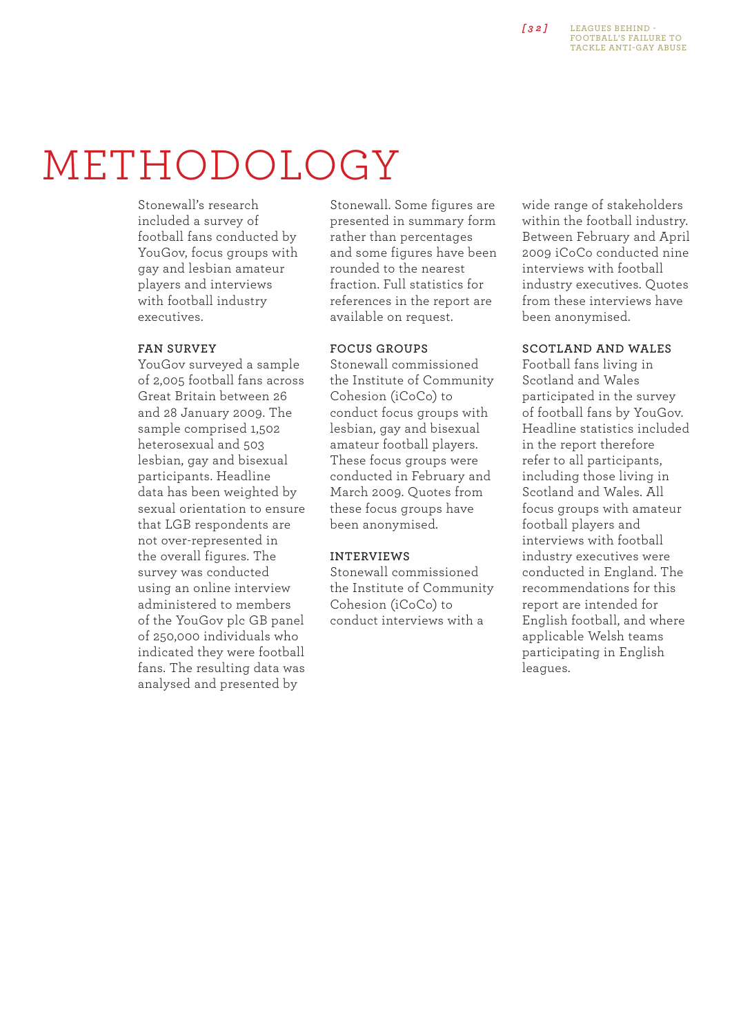# METHODOLOGY

Stonewall's research included a survey of football fans conducted by YouGov, focus groups with gay and lesbian amateur players and interviews with football industry executives.

### FAN SURVEY

YouGov surveyed a sample of 2,005 football fans across Great Britain between 26 and 28 January 2009. The sample comprised 1,502 heterosexual and 503 lesbian, gay and bisexual participants. Headline data has been weighted by sexual orientation to ensure that LGB respondents are not over-represented in the overall figures. The survey was conducted using an online interview administered to members of the YouGov plc GB panel of 250,000 individuals who indicated they were football fans. The resulting data was analysed and presented by Stonewall. Some figures are presented in summary form rather than percentages and some figures have been rounded to the nearest fraction. Full statistics for references in the report are available on request.

### FOCUS GROUPS

Stonewall commissioned the Institute of Community Cohesion (iCoCo) to conduct focus groups with lesbian, gay and bisexual amateur football players. These focus groups were conducted in February and March 2009. Quotes from these focus groups have been anonymised.

### INTERVIEWS

Stonewall commissioned the Institute of Community Cohesion (iCoCo) to conduct interviews with a wide range of stakeholders within the football industry. Between February and April 2009 iCoCo conducted nine interviews with football industry executives. Quotes from these interviews have been anonymised.

### SCOTLAND AND WALES

Football fans living in Scotland and Wales participated in the survey of football fans by YouGov. Headline statistics included in the report therefore refer to all participants, including those living in Scotland and Wales. All focus groups with amateur football players and interviews with football industry executives were conducted in England. The recommendations for this report are intended for English football, and where applicable Welsh teams participating in English leagues.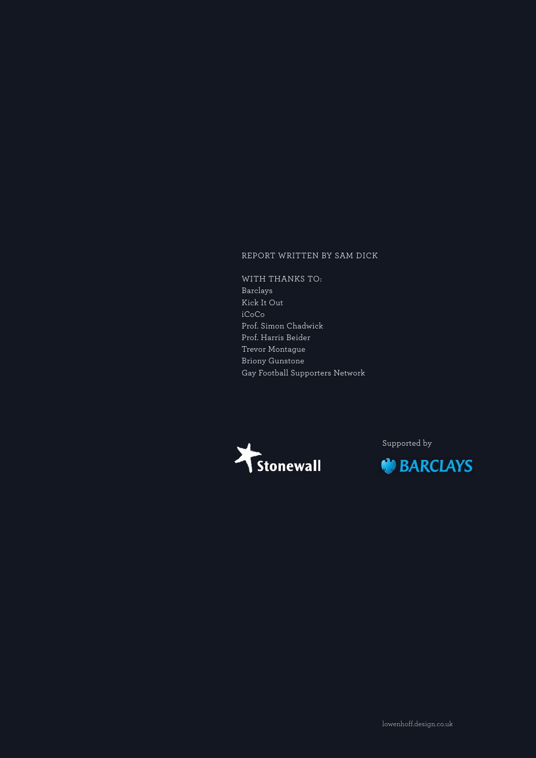REPORT WRITTEN BY SAM DICK

WITH THANKS TO:
Barclays
Kick It Out
iCoCo
Prof. Simon Chadwick
Prof. Harris Beider
Trevor Montague
Briony Gunstone
Gay Football Supporters Network

Stonewall

Supported by

BARCLAYS

lowenhoff.design.co.uk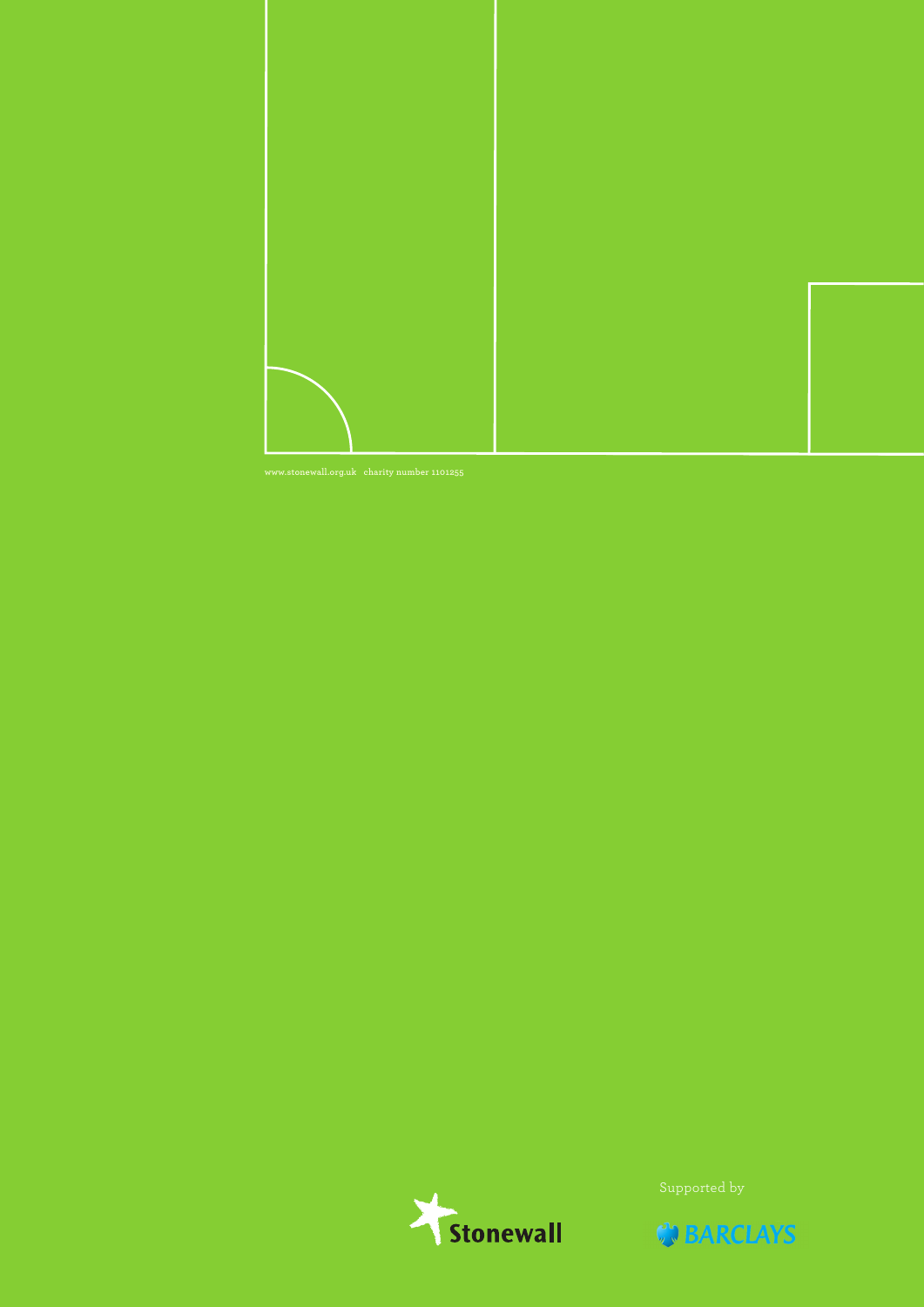www.stonewall.org.uk charity number 1101255

Stonewall

Supported by

BARCLAYS